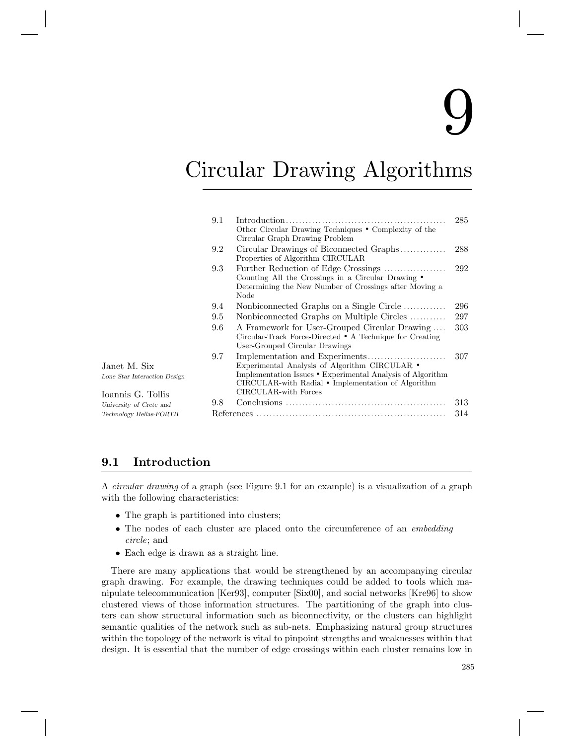# 9

# Circular Drawing Algorithms

| | | |
|---|---|---|
| 9.1 | Introduction<br>Other Circular Drawing Techniques • Complexity of the Circular Graph Drawing Problem | 285 |
| 9.2 | Circular Drawings of Biconnected Graphs<br>Properties of Algorithm CIRCULAR | 288 |
| 9.3 | Further Reduction of Edge Crossings<br>Counting All the Crossings in a Circular Drawing • Determining the New Number of Crossings after Moving a Node | 292 |
| 9.4 | Nonbiconnected Graphs on a Single Circle | 296 |
| 9.5 | Nonbiconnected Graphs on Multiple Circles | 297 |
| 9.6 | A Framework for User-Grouped Circular Drawing<br>Circular-Track Force-Directed • A Technique for Creating User-Grouped Circular Drawings | 303 |
| 9.7 | Implementation and Experiments<br>Experimental Analysis of Algorithm CIRCULAR • Implementation Issues • Experimental Analysis of Algorithm CIRCULAR-with Radial • Implementation of Algorithm CIRCULAR-with Forces | 307 |
| 9.8 | Conclusions | 313 |
| | References | 314 |

Janet M. Six
*Lone Star Interaction Design*

Ioannis G. Tollis
*University of Crete and Technology Hellas-FORTH*

## 9.1 Introduction

A *circular drawing* of a graph (see Figure 9.1 for an example) is a visualization of a graph with the following characteristics:

- The graph is partitioned into clusters;
- The nodes of each cluster are placed onto the circumference of an *embedding circle*; and
- Each edge is drawn as a straight line.

There are many applications that would be strengthened by an accompanying circular graph drawing. For example, the drawing techniques could be added to tools which manipulate telecommunication [Ker93], computer [Six00], and social networks [Kre96] to show clustered views of those information structures. The partitioning of the graph into clusters can show structural information such as biconnectivity, or the clusters can highlight semantic qualities of the network such as sub-nets. Emphasizing natural group structures within the topology of the network is vital to pinpoint strengths and weaknesses within that design. It is essential that the number of edge crossings within each cluster remains low in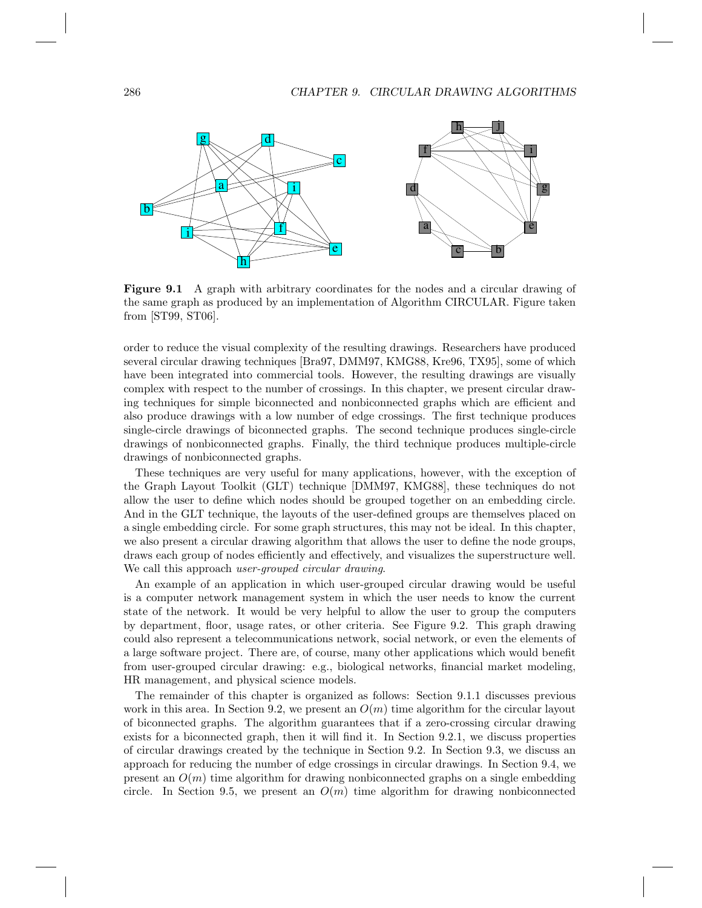**Figure 9.1** A graph with arbitrary coordinates for the nodes and a circular drawing of the same graph as produced by an implementation of Algorithm CIRCULAR. Figure taken from [ST99, ST06].

order to reduce the visual complexity of the resulting drawings. Researchers have produced several circular drawing techniques [Bra97, DMM97, KMG88, Kre96, TX95], some of which have been integrated into commercial tools. However, the resulting drawings are visually complex with respect to the number of crossings. In this chapter, we present circular drawing techniques for simple biconnected and nonbiconnected graphs which are efficient and also produce drawings with a low number of edge crossings. The first technique produces single-circle drawings of biconnected graphs. The second technique produces single-circle drawings of nonbiconnected graphs. Finally, the third technique produces multiple-circle drawings of nonbiconnected graphs.

These techniques are very useful for many applications, however, with the exception of the Graph Layout Toolkit (GLT) technique [DMM97, KMG88], these techniques do not allow the user to define which nodes should be grouped together on an embedding circle. And in the GLT technique, the layouts of the user-defined groups are themselves placed on a single embedding circle. For some graph structures, this may not be ideal. In this chapter, we also present a circular drawing algorithm that allows the user to define the node groups, draws each group of nodes efficiently and effectively, and visualizes the superstructure well. We call this approach *user-grouped circular drawing*.

An example of an application in which user-grouped circular drawing would be useful is a computer network management system in which the user needs to know the current state of the network. It would be very helpful to allow the user to group the computers by department, floor, usage rates, or other criteria. See Figure 9.2. This graph drawing could also represent a telecommunications network, social network, or even the elements of a large software project. There are, of course, many other applications which would benefit from user-grouped circular drawing: e.g., biological networks, financial market modeling, HR management, and physical science models.

The remainder of this chapter is organized as follows: Section 9.1.1 discusses previous work in this area. In Section 9.2, we present an $O(m)$ time algorithm for the circular layout of biconnected graphs. The algorithm guarantees that if a zero-crossing circular drawing exists for a biconnected graph, then it will find it. In Section 9.2.1, we discuss properties of circular drawings created by the technique in Section 9.2. In Section 9.3, we discuss an approach for reducing the number of edge crossings in circular drawings. In Section 9.4, we present an $O(m)$ time algorithm for drawing nonbiconnected graphs on a single embedding circle. In Section 9.5, we present an $O(m)$ time algorithm for drawing nonbiconnected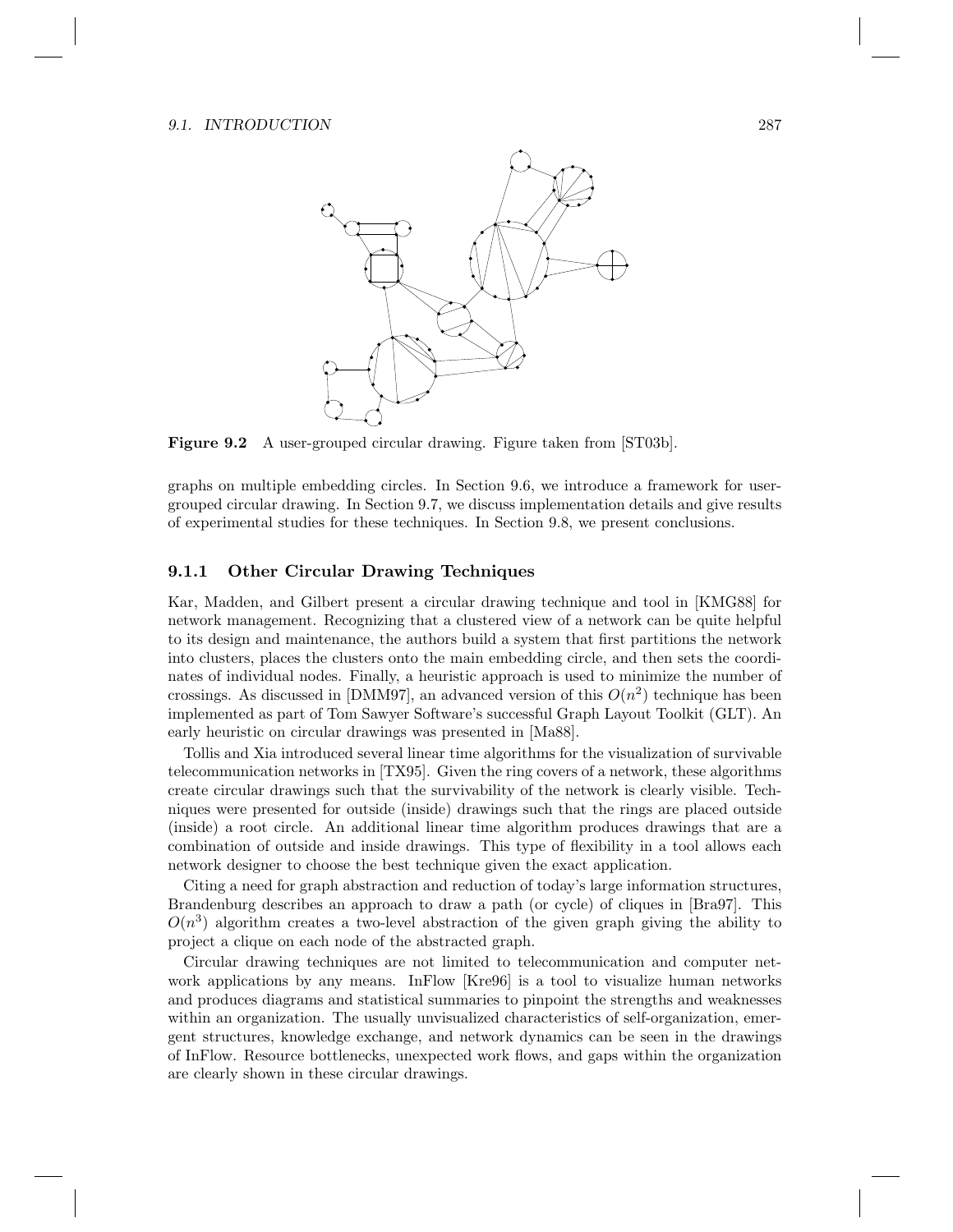**Figure 9.2** A user-grouped circular drawing. Figure taken from [ST03b].

graphs on multiple embedding circles. In Section 9.6, we introduce a framework for user-grouped circular drawing. In Section 9.7, we discuss implementation details and give results of experimental studies for these techniques. In Section 9.8, we present conclusions.

### 9.1.1 Other Circular Drawing Techniques

Kar, Madden, and Gilbert present a circular drawing technique and tool in [KMG88] for network management. Recognizing that a clustered view of a network can be quite helpful to its design and maintenance, the authors build a system that first partitions the network into clusters, places the clusters onto the main embedding circle, and then sets the coordinates of individual nodes. Finally, a heuristic approach is used to minimize the number of crossings. As discussed in [DMM97], an advanced version of this $O(n^2)$ technique has been implemented as part of Tom Sawyer Software's successful Graph Layout Toolkit (GLT). An early heuristic on circular drawings was presented in [Ma88].

Tollis and Xia introduced several linear time algorithms for the visualization of survivable telecommunication networks in [TX95]. Given the ring covers of a network, these algorithms create circular drawings such that the survivability of the network is clearly visible. Techniques were presented for outside (inside) drawings such that the rings are placed outside (inside) a root circle. An additional linear time algorithm produces drawings that are a combination of outside and inside drawings. This type of flexibility in a tool allows each network designer to choose the best technique given the exact application.

Citing a need for graph abstraction and reduction of today's large information structures, Brandenburg describes an approach to draw a path (or cycle) of cliques in [Bra97]. This $O(n^3)$ algorithm creates a two-level abstraction of the given graph giving the ability to project a clique on each node of the abstracted graph.

Circular drawing techniques are not limited to telecommunication and computer network applications by any means. InFlow [Kre96] is a tool to visualize human networks and produces diagrams and statistical summaries to pinpoint the strengths and weaknesses within an organization. The usually unvisualized characteristics of self-organization, emergent structures, knowledge exchange, and network dynamics can be seen in the drawings of InFlow. Resource bottlenecks, unexpected work flows, and gaps within the organization are clearly shown in these circular drawings.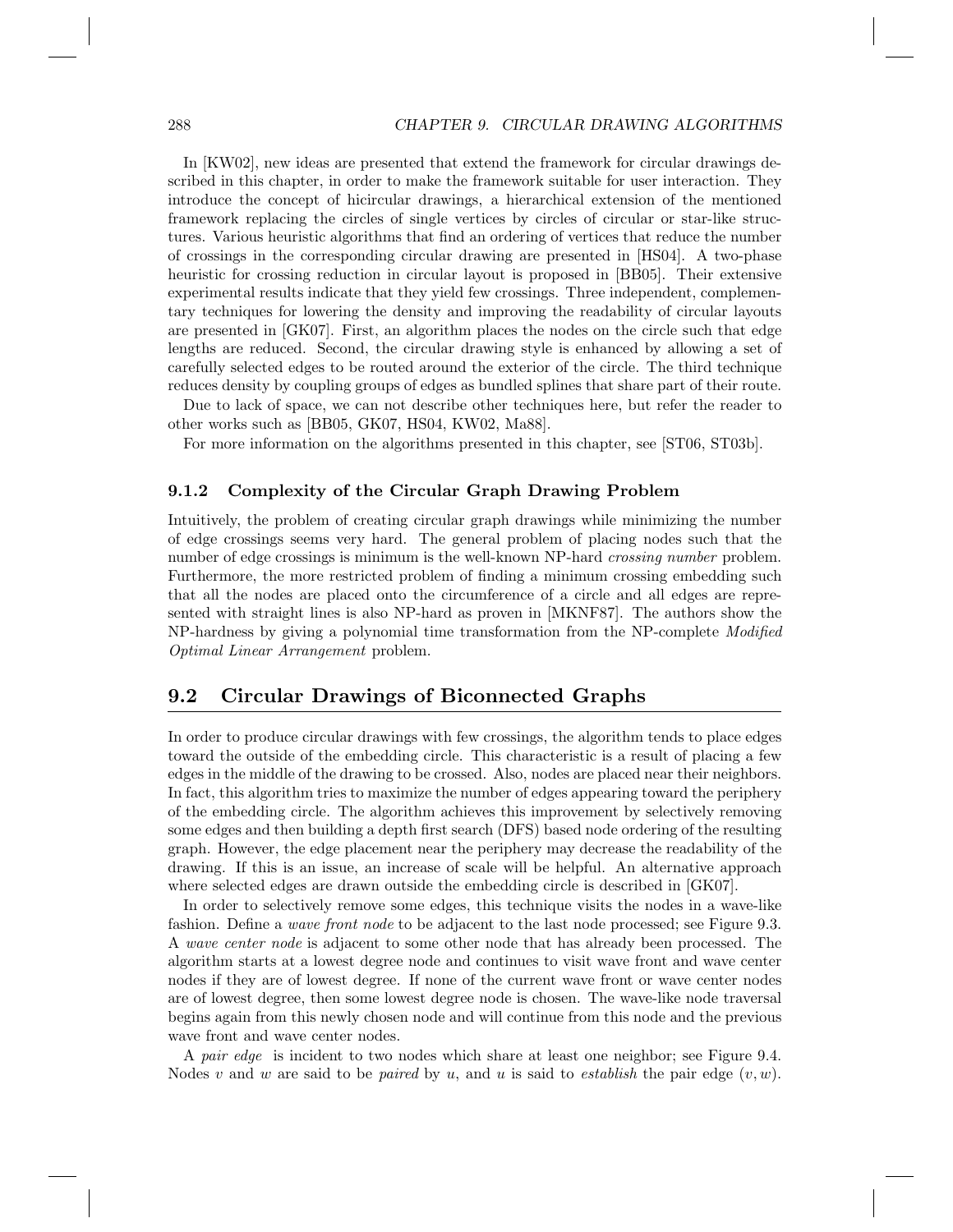In [KW02], new ideas are presented that extend the framework for circular drawings described in this chapter, in order to make the framework suitable for user interaction. They introduce the concept of hicircular drawings, a hierarchical extension of the mentioned framework replacing the circles of single vertices by circles of circular or star-like structures. Various heuristic algorithms that find an ordering of vertices that reduce the number of crossings in the corresponding circular drawing are presented in [HS04]. A two-phase heuristic for crossing reduction in circular layout is proposed in [BB05]. Their extensive experimental results indicate that they yield few crossings. Three independent, complementary techniques for lowering the density and improving the readability of circular layouts are presented in [GK07]. First, an algorithm places the nodes on the circle such that edge lengths are reduced. Second, the circular drawing style is enhanced by allowing a set of carefully selected edges to be routed around the exterior of the circle. The third technique reduces density by coupling groups of edges as bundled splines that share part of their route.

Due to lack of space, we can not describe other techniques here, but refer the reader to other works such as [BB05, GK07, HS04, KW02, Ma88].

For more information on the algorithms presented in this chapter, see [ST06, ST03b].

### 9.1.2 Complexity of the Circular Graph Drawing Problem

Intuitively, the problem of creating circular graph drawings while minimizing the number of edge crossings seems very hard. The general problem of placing nodes such that the number of edge crossings is minimum is the well-known NP-hard *crossing number* problem. Furthermore, the more restricted problem of finding a minimum crossing embedding such that all the nodes are placed onto the circumference of a circle and all edges are represented with straight lines is also NP-hard as proven in [MKNF87]. The authors show the NP-hardness by giving a polynomial time transformation from the NP-complete *Modified Optimal Linear Arrangement* problem.

## 9.2 Circular Drawings of Biconnected Graphs

In order to produce circular drawings with few crossings, the algorithm tends to place edges toward the outside of the embedding circle. This characteristic is a result of placing a few edges in the middle of the drawing to be crossed. Also, nodes are placed near their neighbors. In fact, this algorithm tries to maximize the number of edges appearing toward the periphery of the embedding circle. The algorithm achieves this improvement by selectively removing some edges and then building a depth first search (DFS) based node ordering of the resulting graph. However, the edge placement near the periphery may decrease the readability of the drawing. If this is an issue, an increase of scale will be helpful. An alternative approach where selected edges are drawn outside the embedding circle is described in [GK07].

In order to selectively remove some edges, this technique visits the nodes in a wave-like fashion. Define a *wave front node* to be adjacent to the last node processed; see Figure 9.3. A *wave center node* is adjacent to some other node that has already been processed. The algorithm starts at a lowest degree node and continues to visit wave front and wave center nodes if they are of lowest degree. If none of the current wave front or wave center nodes are of lowest degree, then some lowest degree node is chosen. The wave-like node traversal begins again from this newly chosen node and will continue from this node and the previous wave front and wave center nodes.

A *pair edge* is incident to two nodes which share at least one neighbor; see Figure 9.4. Nodes $v$ and $w$ are said to be *paired* by $u$, and $u$ is said to *establish* the pair edge $(v, w)$.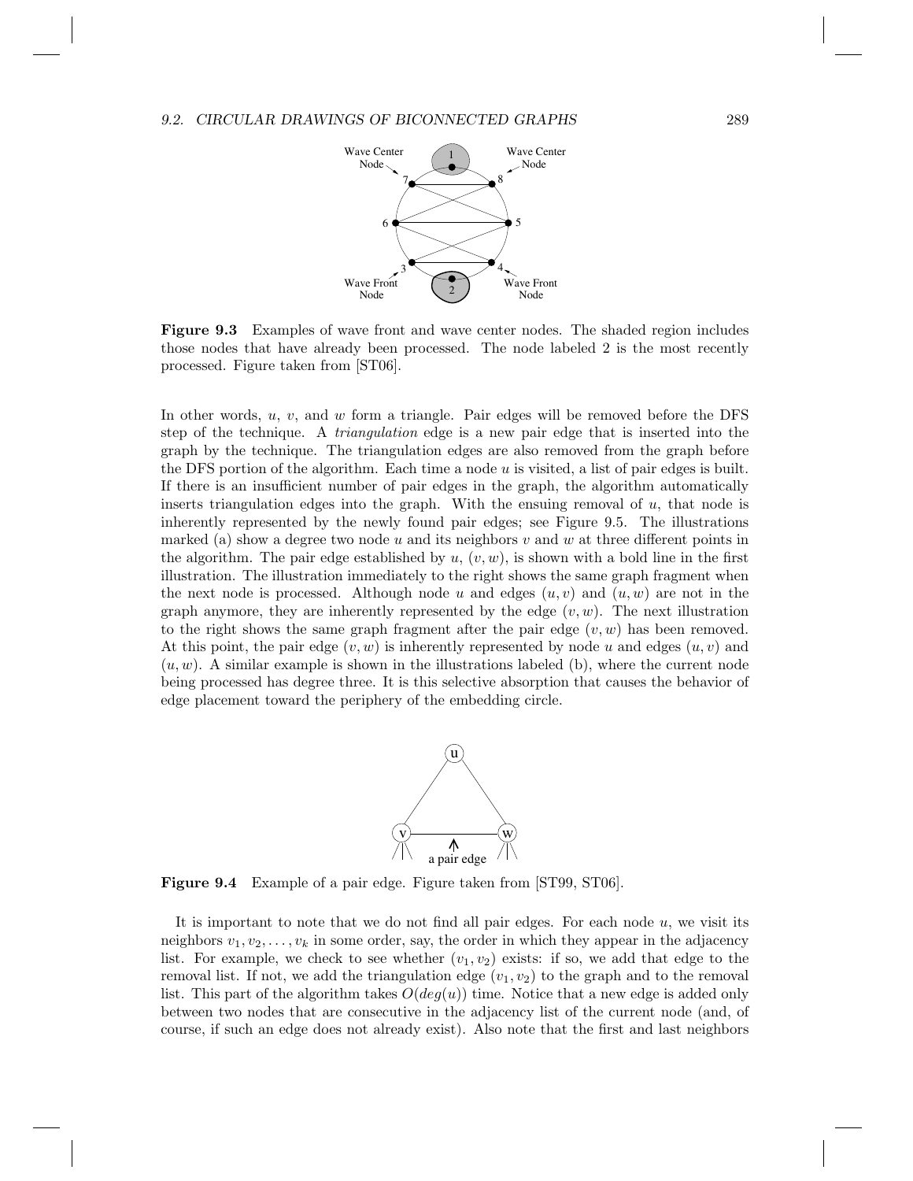Wave Center Node

1

Wave Center Node

7

8

6

5

3

4

Wave Front Node

2

Wave Front Node

**Figure 9.3** Examples of wave front and wave center nodes. The shaded region includes those nodes that have already been processed. The node labeled 2 is the most recently processed. Figure taken from [ST06].

In other words, $u$, $v$, and $w$ form a triangle. Pair edges will be removed before the DFS step of the technique. A *triangulation* edge is a new pair edge that is inserted into the graph by the technique. The triangulation edges are also removed from the graph before the DFS portion of the algorithm. Each time a node $u$ is visited, a list of pair edges is built. If there is an insufficient number of pair edges in the graph, the algorithm automatically inserts triangulation edges into the graph. With the ensuing removal of $u$, that node is inherently represented by the newly found pair edges; see Figure 9.5. The illustrations marked (a) show a degree two node $u$ and its neighbors $v$ and $w$ at three different points in the algorithm. The pair edge established by $u$, $(v, w)$, is shown with a bold line in the first illustration. The illustration immediately to the right shows the same graph fragment when the next node is processed. Although node $u$ and edges $(u, v)$ and $(u, w)$ are not in the graph anymore, they are inherently represented by the edge $(v, w)$. The next illustration to the right shows the same graph fragment after the pair edge $(v, w)$ has been removed. At this point, the pair edge $(v, w)$ is inherently represented by node $u$ and edges $(u, v)$ and $(u, w)$. A similar example is shown in the illustrations labeled (b), where the current node being processed has degree three. It is this selective absorption that causes the behavior of edge placement toward the periphery of the embedding circle.

u

v

w

a pair edge

**Figure 9.4** Example of a pair edge. Figure taken from [ST99, ST06].

It is important to note that we do not find all pair edges. For each node $u$, we visit its neighbors $v_1, v_2, \ldots, v_k$ in some order, say, the order in which they appear in the adjacency list. For example, we check to see whether $(v_1, v_2)$ exists: if so, we add that edge to the removal list. If not, we add the triangulation edge $(v_1, v_2)$ to the graph and to the removal list. This part of the algorithm takes $O(deg(u))$ time. Notice that a new edge is added only between two nodes that are consecutive in the adjacency list of the current node (and, of course, if such an edge does not already exist). Also note that the first and last neighbors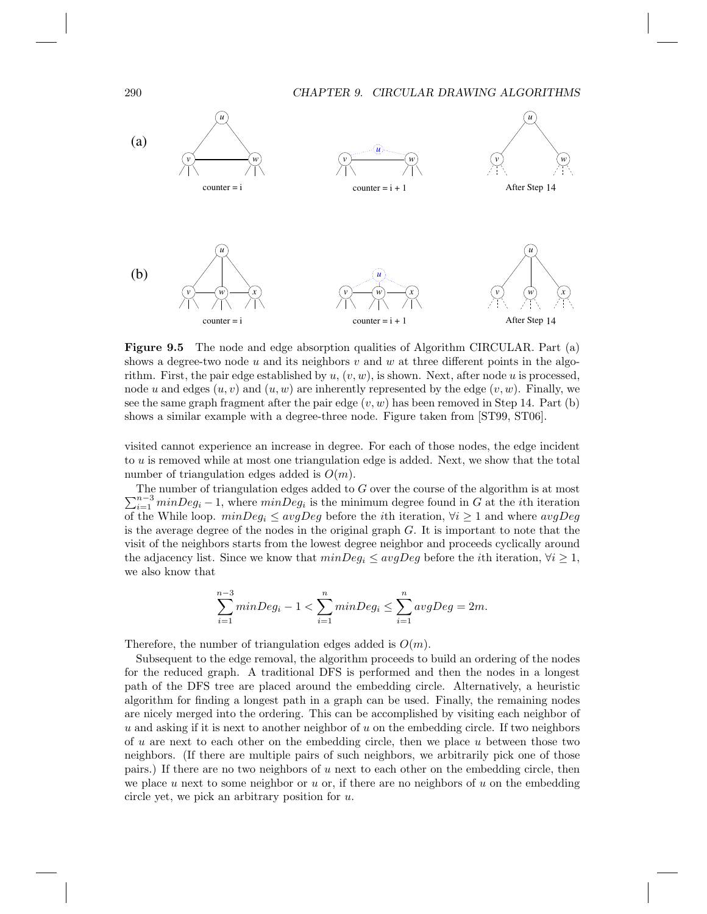**Figure 9.5** The node and edge absorption qualities of Algorithm CIRCULAR. Part (a) shows a degree-two node $u$ and its neighbors $v$ and $w$ at three different points in the algorithm. First, the pair edge established by $u$, $(v, w)$, is shown. Next, after node $u$ is processed, node $u$ and edges $(u, v)$ and $(u, w)$ are inherently represented by the edge $(v, w)$. Finally, we see the same graph fragment after the pair edge $(v, w)$ has been removed in Step 14. Part (b) shows a similar example with a degree-three node. Figure taken from [ST99, ST06].

visited cannot experience an increase in degree. For each of those nodes, the edge incident to $u$ is removed while at most one triangulation edge is added. Next, we show that the total number of triangulation edges added is $O(m)$.

The number of triangulation edges added to $G$ over the course of the algorithm is at most $\sum_{i=1}^{n-3} minDeg_i - 1$, where $minDeg_i$ is the minimum degree found in $G$ at the $i$th iteration of the While loop. $minDeg_i \leq avgDeg$ before the $i$th iteration, $\forall i \geq 1$ and where $avgDeg$ is the average degree of the nodes in the original graph $G$. It is important to note that the visit of the neighbors starts from the lowest degree neighbor and proceeds cyclically around the adjacency list. Since we know that $minDeg_i \leq avgDeg$ before the $i$th iteration, $\forall i \geq 1$, we also know that

$$\sum_{i=1}^{n-3} minDeg_i - 1 < \sum_{i=1}^{n} minDeg_i \leq \sum_{i=1}^{n} avgDeg = 2m.$$

Therefore, the number of triangulation edges added is $O(m)$.

Subsequent to the edge removal, the algorithm proceeds to build an ordering of the nodes for the reduced graph. A traditional DFS is performed and then the nodes in a longest path of the DFS tree are placed around the embedding circle. Alternatively, a heuristic algorithm for finding a longest path in a graph can be used. Finally, the remaining nodes are nicely merged into the ordering. This can be accomplished by visiting each neighbor of $u$ and asking if it is next to another neighbor of $u$ on the embedding circle. If two neighbors of $u$ are next to each other on the embedding circle, then we place $u$ between those two neighbors. (If there are multiple pairs of such neighbors, we arbitrarily pick one of those pairs.) If there are no two neighbors of $u$ next to each other on the embedding circle, then we place $u$ next to some neighbor or $u$ or, if there are no neighbors of $u$ on the embedding circle yet, we pick an arbitrary position for $u$.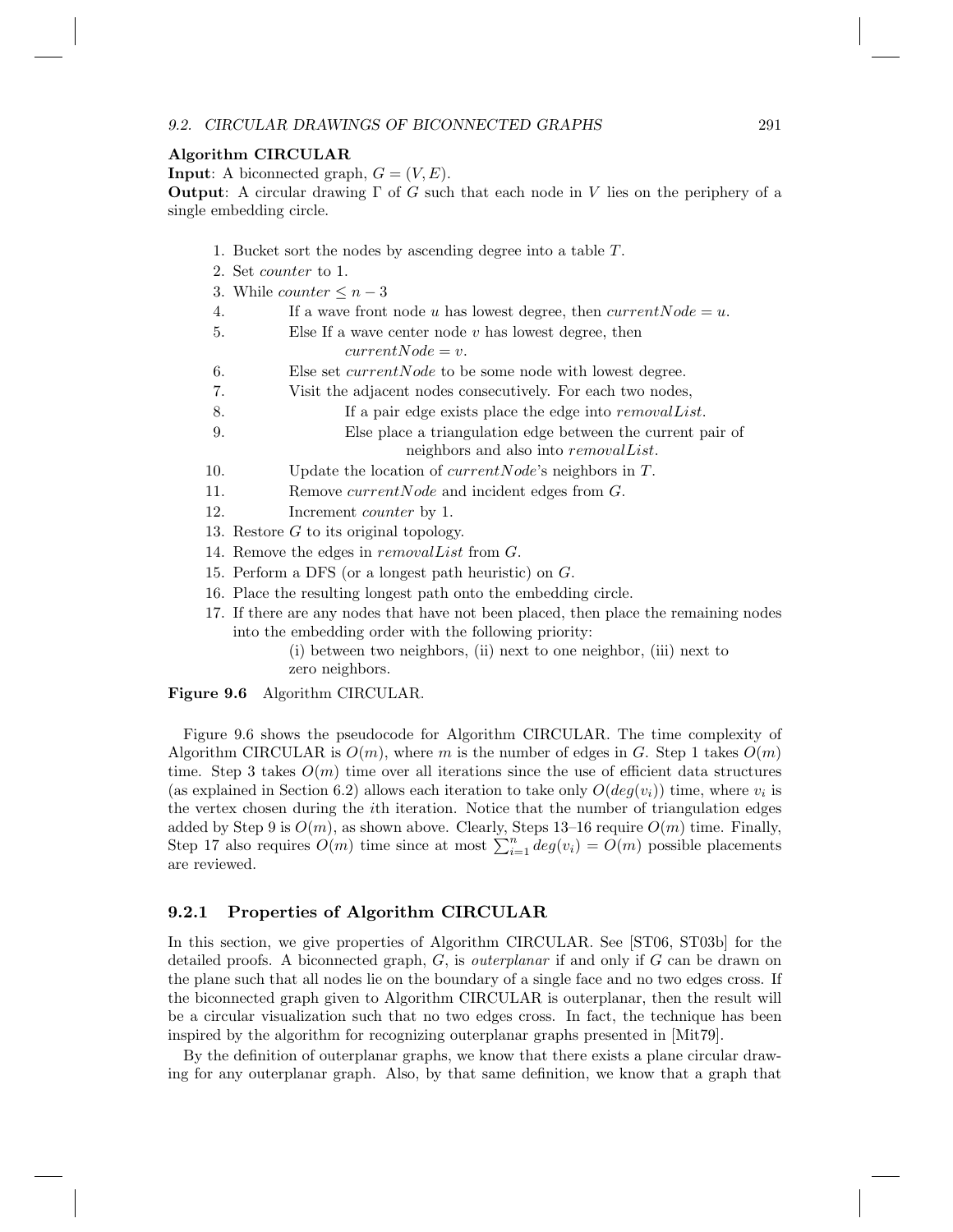**Algorithm CIRCULAR**

**Input**: A biconnected graph, $G = (V, E)$.

**Output**: A circular drawing $\Gamma$ of $G$ such that each node in $V$ lies on the periphery of a single embedding circle.

1. Bucket sort the nodes by ascending degree into a table $T$.
2. Set *counter* to 1.
3. While $counter \leq n - 3$
4. If a wave front node $u$ has lowest degree, then $currentNode = u$.
5. Else If a wave center node $v$ has lowest degree, then $currentNode = v$.
6. Else set $currentNode$ to be some node with lowest degree.
7. Visit the adjacent nodes consecutively. For each two nodes,
8. If a pair edge exists place the edge into *removalList*.
9. Else place a triangulation edge between the current pair of neighbors and also into *removalList*.
10. Update the location of $currentNode$'s neighbors in $T$.
11. Remove $currentNode$ and incident edges from $G$.
12. Increment *counter* by 1.
13. Restore $G$ to its original topology.
14. Remove the edges in *removalList* from $G$.
15. Perform a DFS (or a longest path heuristic) on $G$.
16. Place the resulting longest path onto the embedding circle.
17. If there are any nodes that have not been placed, then place the remaining nodes into the embedding order with the following priority:
    (i) between two neighbors, (ii) next to one neighbor, (iii) next to zero neighbors.

**Figure 9.6** Algorithm CIRCULAR.

Figure 9.6 shows the pseudocode for Algorithm CIRCULAR. The time complexity of Algorithm CIRCULAR is $O(m)$, where $m$ is the number of edges in $G$. Step 1 takes $O(m)$ time. Step 3 takes $O(m)$ time over all iterations since the use of efficient data structures (as explained in Section 6.2) allows each iteration to take only $O(deg(v_i))$ time, where $v_i$ is the vertex chosen during the $i$th iteration. Notice that the number of triangulation edges added by Step 9 is $O(m)$, as shown above. Clearly, Steps 13–16 require $O(m)$ time. Finally, Step 17 also requires $O(m)$ time since at most $\sum_{i=1}^{n} deg(v_i) = O(m)$ possible placements are reviewed.

### 9.2.1 Properties of Algorithm CIRCULAR

In this section, we give properties of Algorithm CIRCULAR. See [ST06, ST03b] for the detailed proofs. A biconnected graph, $G$, is *outerplanar* if and only if $G$ can be drawn on the plane such that all nodes lie on the boundary of a single face and no two edges cross. If the biconnected graph given to Algorithm CIRCULAR is outerplanar, then the result will be a circular visualization such that no two edges cross. In fact, the technique has been inspired by the algorithm for recognizing outerplanar graphs presented in [Mit79].

By the definition of outerplanar graphs, we know that there exists a plane circular drawing for any outerplanar graph. Also, by that same definition, we know that a graph that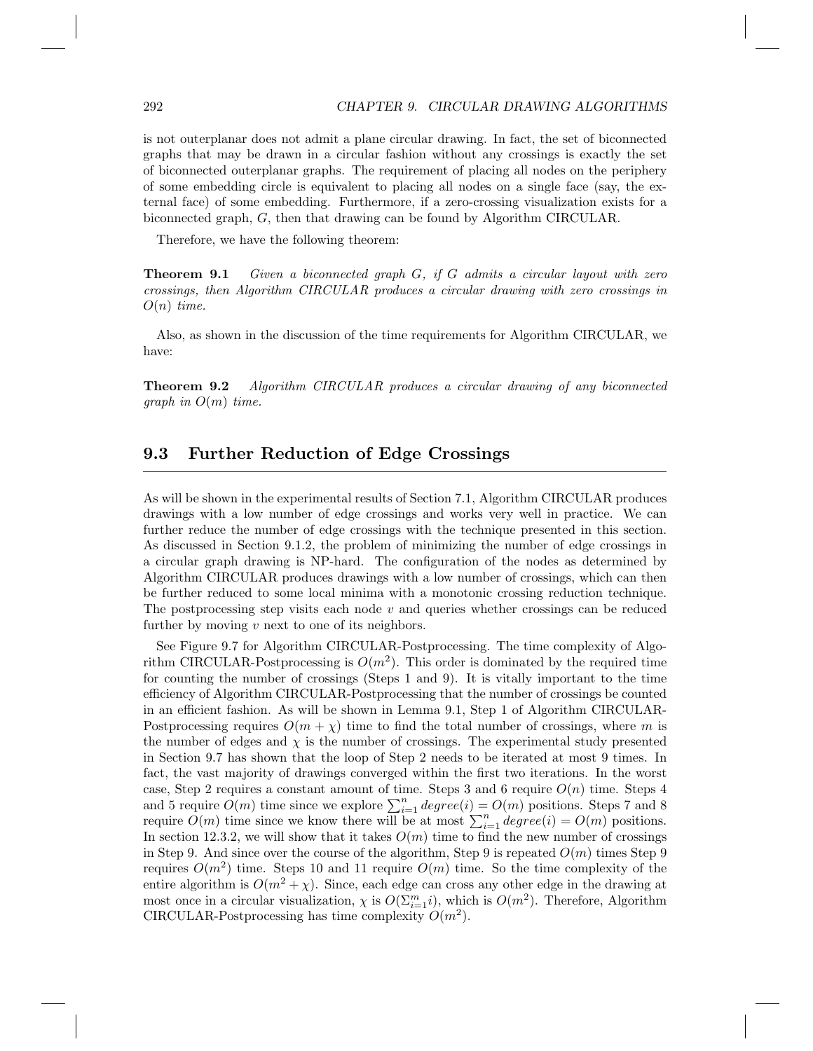is not outerplanar does not admit a plane circular drawing. In fact, the set of biconnected graphs that may be drawn in a circular fashion without any crossings is exactly the set of biconnected outerplanar graphs. The requirement of placing all nodes on the periphery of some embedding circle is equivalent to placing all nodes on a single face (say, the external face) of some embedding. Furthermore, if a zero-crossing visualization exists for a biconnected graph, $G$, then that drawing can be found by Algorithm CIRCULAR.

Therefore, we have the following theorem:

**Theorem 9.1** *Given a biconnected graph $G$, if $G$ admits a circular layout with zero crossings, then Algorithm CIRCULAR produces a circular drawing with zero crossings in $O(n)$ time.*

Also, as shown in the discussion of the time requirements for Algorithm CIRCULAR, we have:

**Theorem 9.2** *Algorithm CIRCULAR produces a circular drawing of any biconnected graph in $O(m)$ time.*

## 9.3 Further Reduction of Edge Crossings

As will be shown in the experimental results of Section 7.1, Algorithm CIRCULAR produces drawings with a low number of edge crossings and works very well in practice. We can further reduce the number of edge crossings with the technique presented in this section. As discussed in Section 9.1.2, the problem of minimizing the number of edge crossings in a circular graph drawing is NP-hard. The configuration of the nodes as determined by Algorithm CIRCULAR produces drawings with a low number of crossings, which can then be further reduced to some local minima with a monotonic crossing reduction technique. The postprocessing step visits each node $v$ and queries whether crossings can be reduced further by moving $v$ next to one of its neighbors.

See Figure 9.7 for Algorithm CIRCULAR-Postprocessing. The time complexity of Algorithm CIRCULAR-Postprocessing is $O(m^2)$. This order is dominated by the required time for counting the number of crossings (Steps 1 and 9). It is vitally important to the time efficiency of Algorithm CIRCULAR-Postprocessing that the number of crossings be counted in an efficient fashion. As will be shown in Lemma 9.1, Step 1 of Algorithm CIRCULAR-Postprocessing requires $O(m + \chi)$ time to find the total number of crossings, where $m$ is the number of edges and $\chi$ is the number of crossings. The experimental study presented in Section 9.7 has shown that the loop of Step 2 needs to be iterated at most 9 times. In fact, the vast majority of drawings converged within the first two iterations. In the worst case, Step 2 requires a constant amount of time. Steps 3 and 6 require $O(n)$ time. Steps 4 and 5 require $O(m)$ time since we explore $\sum_{i=1}^{n} degree(i) = O(m)$ positions. Steps 7 and 8 require $O(m)$ time since we know there will be at most $\sum_{i=1}^{n} degree(i) = O(m)$ positions. In section 12.3.2, we will show that it takes $O(m)$ time to find the new number of crossings in Step 9. And since over the course of the algorithm, Step 9 is repeated $O(m)$ times Step 9 requires $O(m^2)$ time. Steps 10 and 11 require $O(m)$ time. So the time complexity of the entire algorithm is $O(m^2 + \chi)$. Since, each edge can cross any other edge in the drawing at most once in a circular visualization, $\chi$ is $O(\Sigma_{i=1}^{m} i)$, which is $O(m^2)$. Therefore, Algorithm CIRCULAR-Postprocessing has time complexity $O(m^2)$.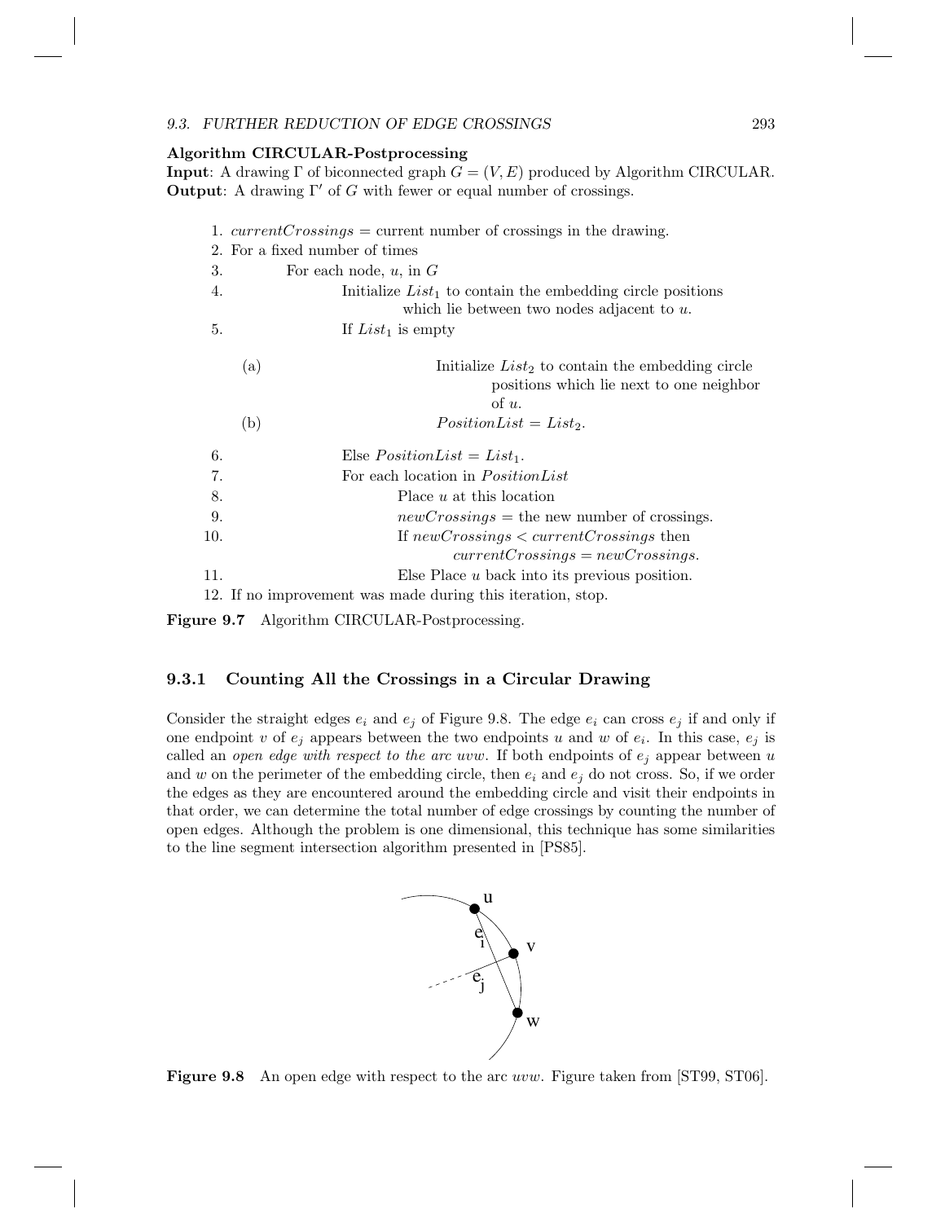**Algorithm CIRCULAR-Postprocessing**

**Input**: A drawing $\Gamma$ of biconnected graph $G = (V, E)$ produced by Algorithm CIRCULAR.

**Output**: A drawing $\Gamma'$ of $G$ with fewer or equal number of crossings.

1. *currentCrossings* = current number of crossings in the drawing.
2. For a fixed number of times
3. For each node, $u$, in $G$
4. Initialize $List_1$ to contain the embedding circle positions which lie between two nodes adjacent to $u$.
5. If $List_1$ is empty
   - (a) Initialize $List_2$ to contain the embedding circle positions which lie next to one neighbor of $u$.
   - (b) $PositionList = List_2$.
6. Else $PositionList = List_1$.
7. For each location in *PositionList*
8. Place $u$ at this location
9. *newCrossings* = the new number of crossings.
10. If $newCrossings < currentCrossings$ then $currentCrossings = newCrossings$.
11. Else Place $u$ back into its previous position.
12. If no improvement was made during this iteration, stop.

**Figure 9.7** Algorithm CIRCULAR-Postprocessing.

### 9.3.1 Counting All the Crossings in a Circular Drawing

Consider the straight edges $e_i$ and $e_j$ of Figure 9.8. The edge $e_i$ can cross $e_j$ if and only if one endpoint $v$ of $e_j$ appears between the two endpoints $u$ and $w$ of $e_i$. In this case, $e_j$ is called an *open edge with respect to the arc uvw*. If both endpoints of $e_j$ appear between $u$ and $w$ on the perimeter of the embedding circle, then $e_i$ and $e_j$ do not cross. So, if we order the edges as they are encountered around the embedding circle and visit their endpoints in that order, we can determine the total number of edge crossings by counting the number of open edges. Although the problem is one dimensional, this technique has some similarities to the line segment intersection algorithm presented in [PS85].

**Figure 9.8** An open edge with respect to the arc *uvw*. Figure taken from [ST99, ST06].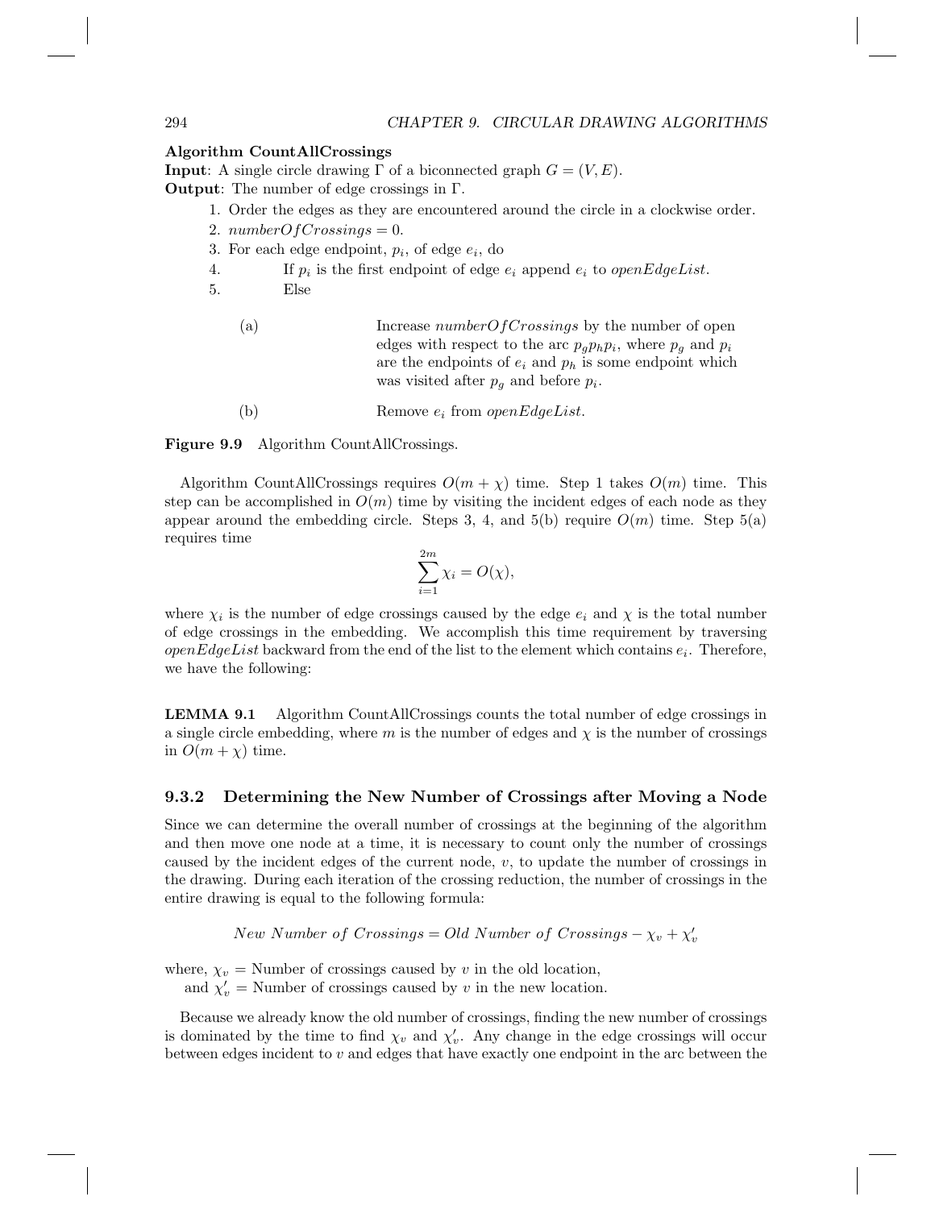**Algorithm CountAllCrossings**
**Input**: A single circle drawing $\Gamma$ of a biconnected graph $G = (V, E)$.
**Output**: The number of edge crossings in $\Gamma$.

1. Order the edges as they are encountered around the circle in a clockwise order.
2. $numberOfCrossings = 0$.
3. For each edge endpoint, $p_i$, of edge $e_i$, do
4. If $p_i$ is the first endpoint of edge $e_i$ append $e_i$ to *openEdgeList*.
5. Else
   - (a) Increase $numberOfCrossings$ by the number of open edges with respect to the arc $p_g p_h p_i$, where $p_g$ and $p_i$ are the endpoints of $e_i$ and $p_h$ is some endpoint which was visited after $p_g$ and before $p_i$.
   - (b) Remove $e_i$ from *openEdgeList*.

**Figure 9.9** Algorithm CountAllCrossings.

Algorithm CountAllCrossings requires $O(m + \chi)$ time. Step 1 takes $O(m)$ time. This step can be accomplished in $O(m)$ time by visiting the incident edges of each node as they appear around the embedding circle. Steps 3, 4, and 5(b) require $O(m)$ time. Step 5(a) requires time

$$\sum_{i=1}^{2m} \chi_i = O(\chi),$$

where $\chi_i$ is the number of edge crossings caused by the edge $e_i$ and $\chi$ is the total number of edge crossings in the embedding. We accomplish this time requirement by traversing *openEdgeList* backward from the end of the list to the element which contains $e_i$. Therefore, we have the following:

**LEMMA 9.1** Algorithm CountAllCrossings counts the total number of edge crossings in a single circle embedding, where $m$ is the number of edges and $\chi$ is the number of crossings in $O(m + \chi)$ time.

### 9.3.2 Determining the New Number of Crossings after Moving a Node

Since we can determine the overall number of crossings at the beginning of the algorithm and then move one node at a time, it is necessary to count only the number of crossings caused by the incident edges of the current node, $v$, to update the number of crossings in the drawing. During each iteration of the crossing reduction, the number of crossings in the entire drawing is equal to the following formula:

$$New\ Number\ of\ Crossings = Old\ Number\ of\ Crossings - \chi_v + \chi'_v$$

where, $\chi_v$ = Number of crossings caused by $v$ in the old location,
and $\chi'_v$ = Number of crossings caused by $v$ in the new location.

Because we already know the old number of crossings, finding the new number of crossings is dominated by the time to find $\chi_v$ and $\chi'_v$. Any change in the edge crossings will occur between edges incident to $v$ and edges that have exactly one endpoint in the arc between the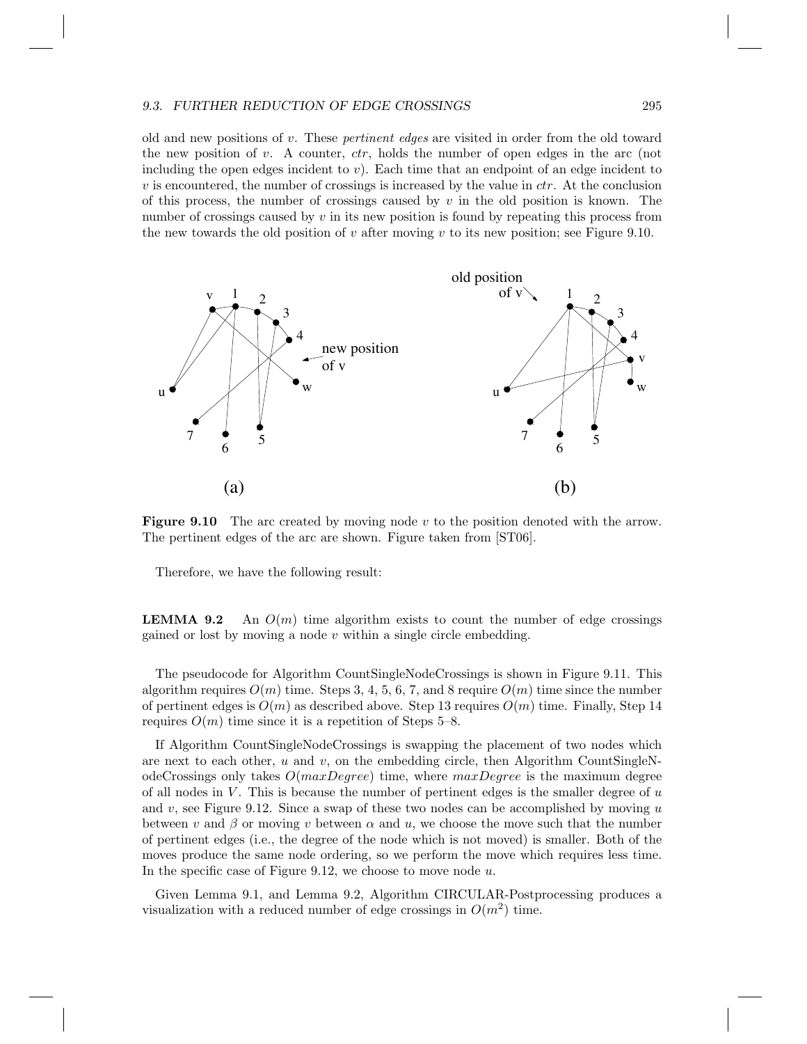old and new positions of $v$. These *pertinent edges* are visited in order from the old toward the new position of $v$. A counter, $ctr$, holds the number of open edges in the arc (not including the open edges incident to $v$). Each time that an endpoint of an edge incident to $v$ is encountered, the number of crossings is increased by the value in $ctr$. At the conclusion of this process, the number of crossings caused by $v$ in the old position is known. The number of crossings caused by $v$ in its new position is found by repeating this process from the new towards the old position of $v$ after moving $v$ to its new position; see Figure 9.10.

**Figure 9.10** The arc created by moving node $v$ to the position denoted with the arrow. The pertinent edges of the arc are shown. Figure taken from [ST06].

Therefore, we have the following result:

**LEMMA 9.2** An $O(m)$ time algorithm exists to count the number of edge crossings gained or lost by moving a node $v$ within a single circle embedding.

The pseudocode for Algorithm CountSingleNodeCrossings is shown in Figure 9.11. This algorithm requires $O(m)$ time. Steps 3, 4, 5, 6, 7, and 8 require $O(m)$ time since the number of pertinent edges is $O(m)$ as described above. Step 13 requires $O(m)$ time. Finally, Step 14 requires $O(m)$ time since it is a repetition of Steps 5–8.

If Algorithm CountSingleNodeCrossings is swapping the placement of two nodes which are next to each other, $u$ and $v$, on the embedding circle, then Algorithm CountSingleNodeCrossings only takes $O(maxDegree)$ time, where $maxDegree$ is the maximum degree of all nodes in $V$. This is because the number of pertinent edges is the smaller degree of $u$ and $v$, see Figure 9.12. Since a swap of these two nodes can be accomplished by moving $u$ between $v$ and $\beta$ or moving $v$ between $\alpha$ and $u$, we choose the move such that the number of pertinent edges (i.e., the degree of the node which is not moved) is smaller. Both of the moves produce the same node ordering, so we perform the move which requires less time. In the specific case of Figure 9.12, we choose to move node $u$.

Given Lemma 9.1, and Lemma 9.2, Algorithm CIRCULAR-Postprocessing produces a visualization with a reduced number of edge crossings in $O(m^2)$ time.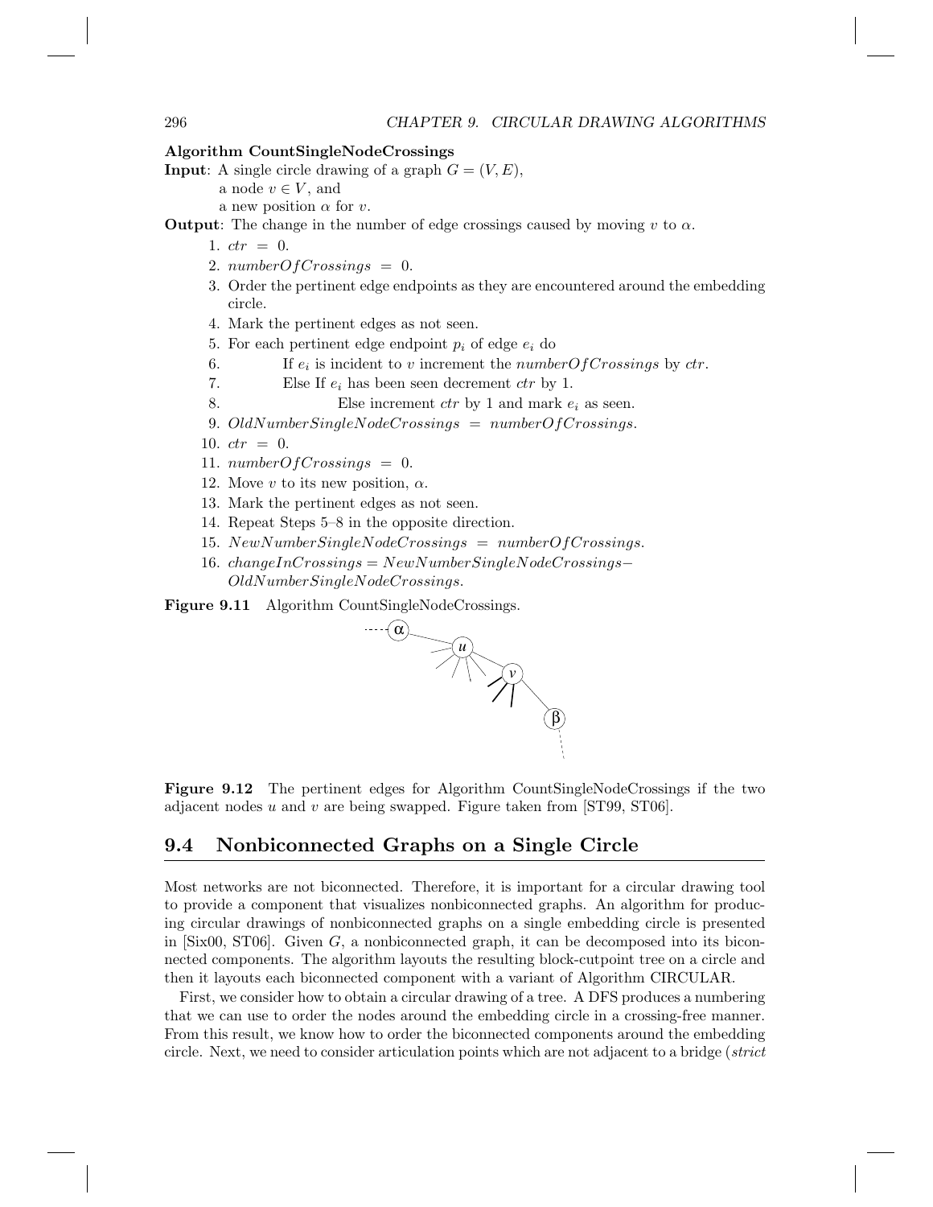**Algorithm CountSingleNodeCrossings**

**Input**: A single circle drawing of a graph $G = (V, E)$,
a node $v \in V$, and
a new position $\alpha$ for $v$.

**Output**: The change in the number of edge crossings caused by moving $v$ to $\alpha$.

1. $ctr = 0$.
2. $numberOfCrossings = 0$.
3. Order the pertinent edge endpoints as they are encountered around the embedding circle.
4. Mark the pertinent edges as not seen.
5. For each pertinent edge endpoint $p_i$ of edge $e_i$ do
6. If $e_i$ is incident to $v$ increment the $numberOfCrossings$ by $ctr$.
7. Else If $e_i$ has been seen decrement $ctr$ by 1.
8. Else increment $ctr$ by 1 and mark $e_i$ as seen.
9. $OldNumberSingleNodeCrossings = numberOfCrossings$.
10. $ctr = 0$.
11. $numberOfCrossings = 0$.
12. Move $v$ to its new position, $\alpha$.
13. Mark the pertinent edges as not seen.
14. Repeat Steps 5–8 in the opposite direction.
15. $NewNumberSingleNodeCrossings = numberOfCrossings$.
16. $changeInCrossings = NewNumberSingleNodeCrossings - OldNumberSingleNodeCrossings$.

**Figure 9.11** Algorithm CountSingleNodeCrossings.

**Figure 9.12** The pertinent edges for Algorithm CountSingleNodeCrossings if the two adjacent nodes $u$ and $v$ are being swapped. Figure taken from [ST99, ST06].

## 9.4 Nonbiconnected Graphs on a Single Circle

Most networks are not biconnected. Therefore, it is important for a circular drawing tool to provide a component that visualizes nonbiconnected graphs. An algorithm for producing circular drawings of nonbiconnected graphs on a single embedding circle is presented in [Six00, ST06]. Given $G$, a nonbiconnected graph, it can be decomposed into its biconnected components. The algorithm layouts the resulting block-cutpoint tree on a circle and then it layouts each biconnected component with a variant of Algorithm CIRCULAR.

First, we consider how to obtain a circular drawing of a tree. A DFS produces a numbering that we can use to order the nodes around the embedding circle in a crossing-free manner. From this result, we know how to order the biconnected components around the embedding circle. Next, we need to consider articulation points which are not adjacent to a bridge (*strict*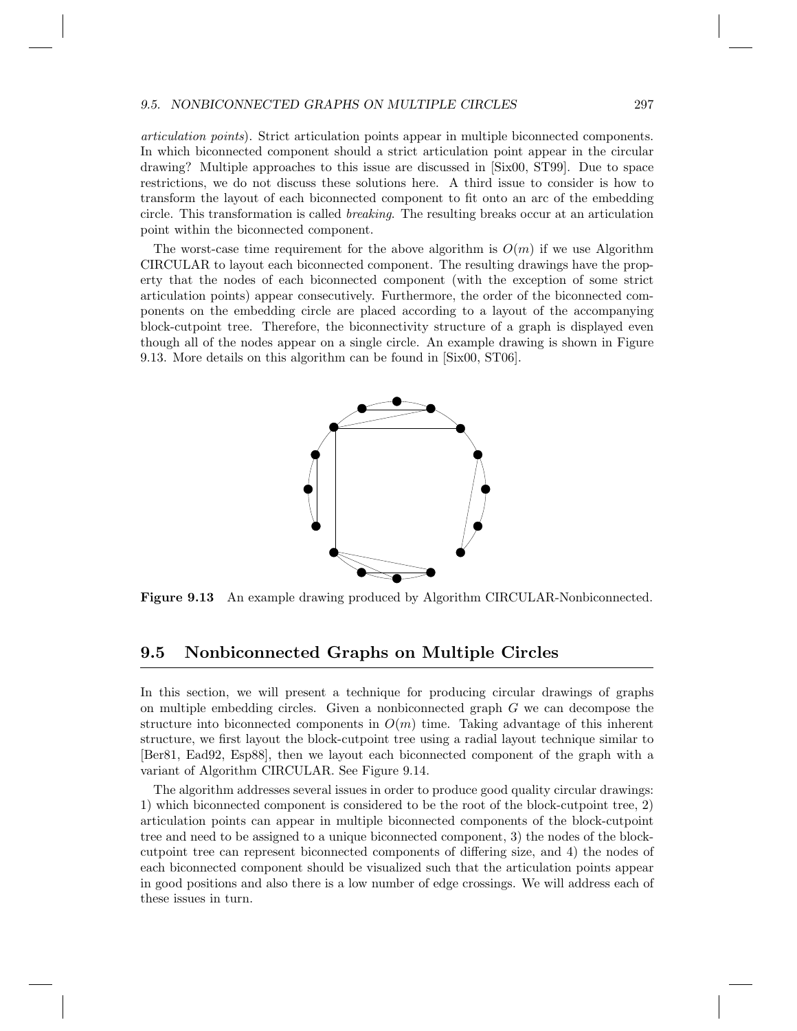*articulation points*). Strict articulation points appear in multiple biconnected components. In which biconnected component should a strict articulation point appear in the circular drawing? Multiple approaches to this issue are discussed in [Six00, ST99]. Due to space restrictions, we do not discuss these solutions here. A third issue to consider is how to transform the layout of each biconnected component to fit onto an arc of the embedding circle. This transformation is called *breaking*. The resulting breaks occur at an articulation point within the biconnected component.

The worst-case time requirement for the above algorithm is $O(m)$ if we use Algorithm CIRCULAR to layout each biconnected component. The resulting drawings have the property that the nodes of each biconnected component (with the exception of some strict articulation points) appear consecutively. Furthermore, the order of the biconnected components on the embedding circle are placed according to a layout of the accompanying block-cutpoint tree. Therefore, the biconnectivity structure of a graph is displayed even though all of the nodes appear on a single circle. An example drawing is shown in Figure 9.13. More details on this algorithm can be found in [Six00, ST06].

**Figure 9.13** An example drawing produced by Algorithm CIRCULAR-Nonbiconnected.

## 9.5 Nonbiconnected Graphs on Multiple Circles

In this section, we will present a technique for producing circular drawings of graphs on multiple embedding circles. Given a nonbiconnected graph $G$ we can decompose the structure into biconnected components in $O(m)$ time. Taking advantage of this inherent structure, we first layout the block-cutpoint tree using a radial layout technique similar to [Ber81, Ead92, Esp88], then we layout each biconnected component of the graph with a variant of Algorithm CIRCULAR. See Figure 9.14.

The algorithm addresses several issues in order to produce good quality circular drawings: 1) which biconnected component is considered to be the root of the block-cutpoint tree, 2) articulation points can appear in multiple biconnected components of the block-cutpoint tree and need to be assigned to a unique biconnected component, 3) the nodes of the block-cutpoint tree can represent biconnected components of differing size, and 4) the nodes of each biconnected component should be visualized such that the articulation points appear in good positions and also there is a low number of edge crossings. We will address each of these issues in turn.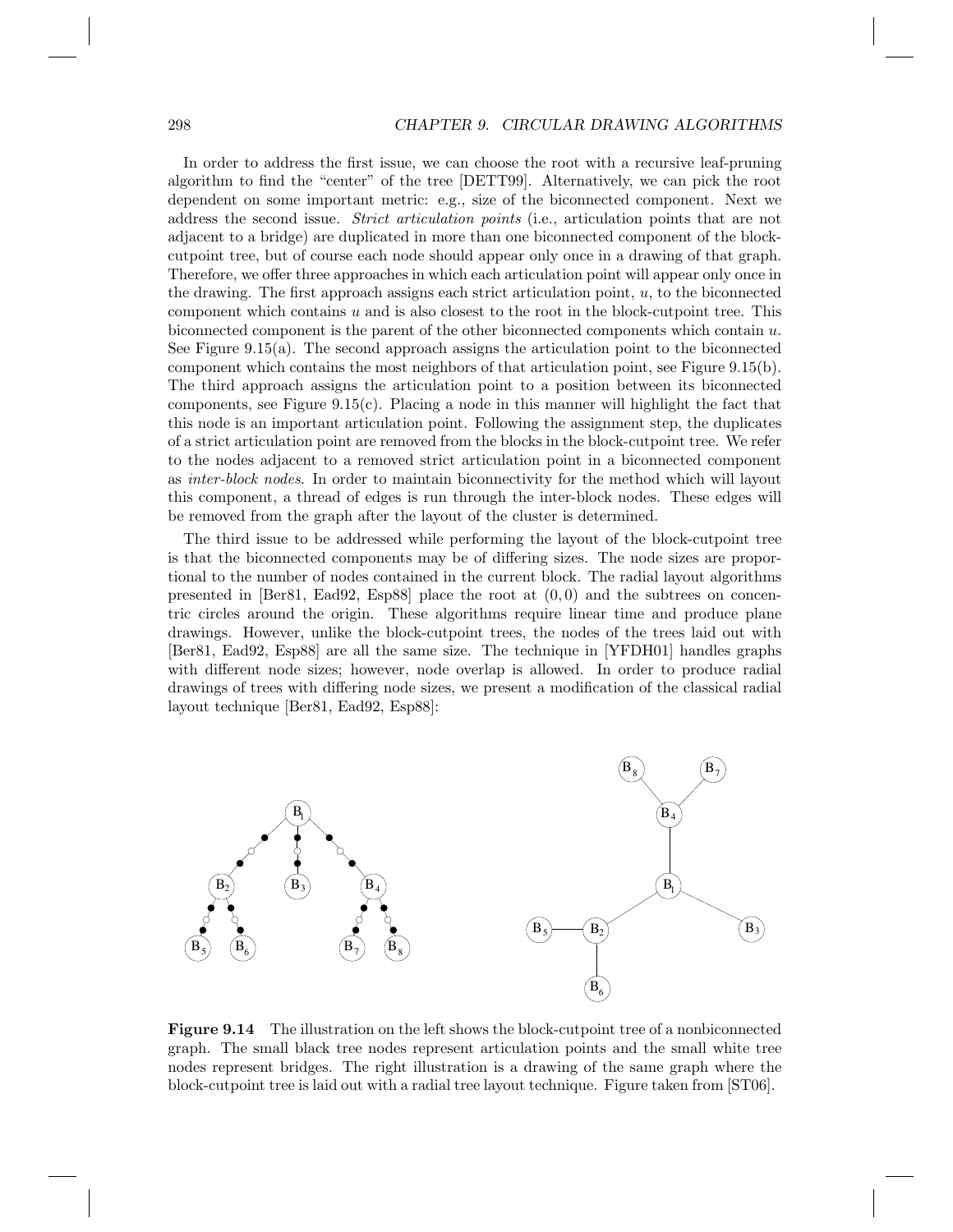In order to address the first issue, we can choose the root with a recursive leaf-pruning algorithm to find the "center" of the tree [DETT99]. Alternatively, we can pick the root dependent on some important metric: e.g., size of the biconnected component. Next we address the second issue. *Strict articulation points* (i.e., articulation points that are not adjacent to a bridge) are duplicated in more than one biconnected component of the block-cutpoint tree, but of course each node should appear only once in a drawing of that graph. Therefore, we offer three approaches in which each articulation point will appear only once in the drawing. The first approach assigns each strict articulation point, $u$, to the biconnected component which contains $u$ and is also closest to the root in the block-cutpoint tree. This biconnected component is the parent of the other biconnected components which contain $u$. See Figure 9.15(a). The second approach assigns the articulation point to the biconnected component which contains the most neighbors of that articulation point, see Figure 9.15(b). The third approach assigns the articulation point to a position between its biconnected components, see Figure 9.15(c). Placing a node in this manner will highlight the fact that this node is an important articulation point. Following the assignment step, the duplicates of a strict articulation point are removed from the blocks in the block-cutpoint tree. We refer to the nodes adjacent to a removed strict articulation point in a biconnected component as *inter-block nodes*. In order to maintain biconnectivity for the method which will layout this component, a thread of edges is run through the inter-block nodes. These edges will be removed from the graph after the layout of the cluster is determined.

The third issue to be addressed while performing the layout of the block-cutpoint tree is that the biconnected components may be of differing sizes. The node sizes are proportional to the number of nodes contained in the current block. The radial layout algorithms presented in [Ber81, Ead92, Esp88] place the root at $(0, 0)$ and the subtrees on concentric circles around the origin. These algorithms require linear time and produce plane drawings. However, unlike the block-cutpoint trees, the nodes of the trees laid out with [Ber81, Ead92, Esp88] are all the same size. The technique in [YFDH01] handles graphs with different node sizes; however, node overlap is allowed. In order to produce radial drawings of trees with differing node sizes, we present a modification of the classical radial layout technique [Ber81, Ead92, Esp88]:

$B_1$ $B_2$ $B_3$ $B_4$ $B_5$ $B_6$ $B_7$ $B_8$

$B_8$ $B_7$ $B_4$ $B_1$ $B_5$ $B_2$ $B_3$ $B_6$

**Figure 9.14** The illustration on the left shows the block-cutpoint tree of a nonbiconnected graph. The small black tree nodes represent articulation points and the small white tree nodes represent bridges. The right illustration is a drawing of the same graph where the block-cutpoint tree is laid out with a radial tree layout technique. Figure taken from [ST06].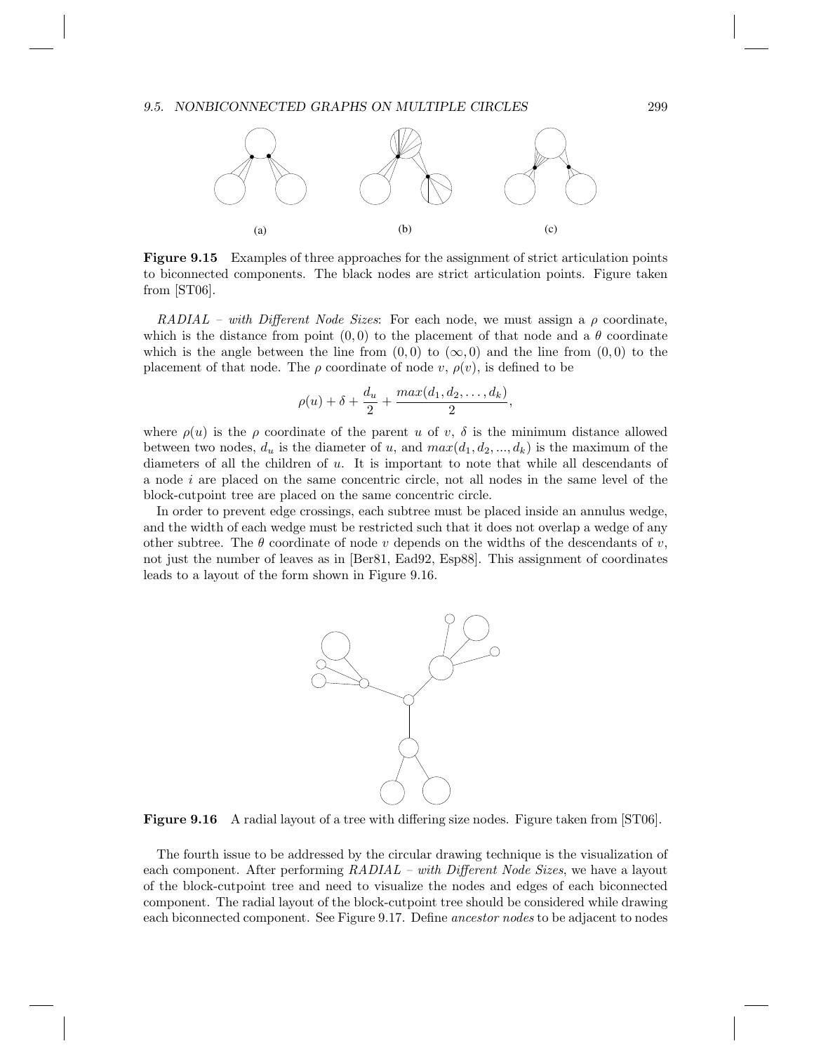(a) (b) (c)

**Figure 9.15** Examples of three approaches for the assignment of strict articulation points to biconnected components. The black nodes are strict articulation points. Figure taken from [ST06].

*RADIAL – with Different Node Sizes*: For each node, we must assign a $\rho$ coordinate, which is the distance from point $(0,0)$ to the placement of that node and a $\theta$ coordinate which is the angle between the line from $(0,0)$ to $(\infty,0)$ and the line from $(0,0)$ to the placement of that node. The $\rho$ coordinate of node $v$, $\rho(v)$, is defined to be

$$\rho(u) + \delta + \frac{d_u}{2} + \frac{max(d_1, d_2, \ldots, d_k)}{2},$$

where $\rho(u)$ is the $\rho$ coordinate of the parent $u$ of $v$, $\delta$ is the minimum distance allowed between two nodes, $d_u$ is the diameter of $u$, and $max(d_1, d_2, ..., d_k)$ is the maximum of the diameters of all the children of $u$. It is important to note that while all descendants of a node $i$ are placed on the same concentric circle, not all nodes in the same level of the block-cutpoint tree are placed on the same concentric circle.

In order to prevent edge crossings, each subtree must be placed inside an annulus wedge, and the width of each wedge must be restricted such that it does not overlap a wedge of any other subtree. The $\theta$ coordinate of node $v$ depends on the widths of the descendants of $v$, not just the number of leaves as in [Ber81, Ead92, Esp88]. This assignment of coordinates leads to a layout of the form shown in Figure 9.16.

**Figure 9.16** A radial layout of a tree with differing size nodes. Figure taken from [ST06].

The fourth issue to be addressed by the circular drawing technique is the visualization of each component. After performing *RADIAL – with Different Node Sizes*, we have a layout of the block-cutpoint tree and need to visualize the nodes and edges of each biconnected component. The radial layout of the block-cutpoint tree should be considered while drawing each biconnected component. See Figure 9.17. Define *ancestor nodes* to be adjacent to nodes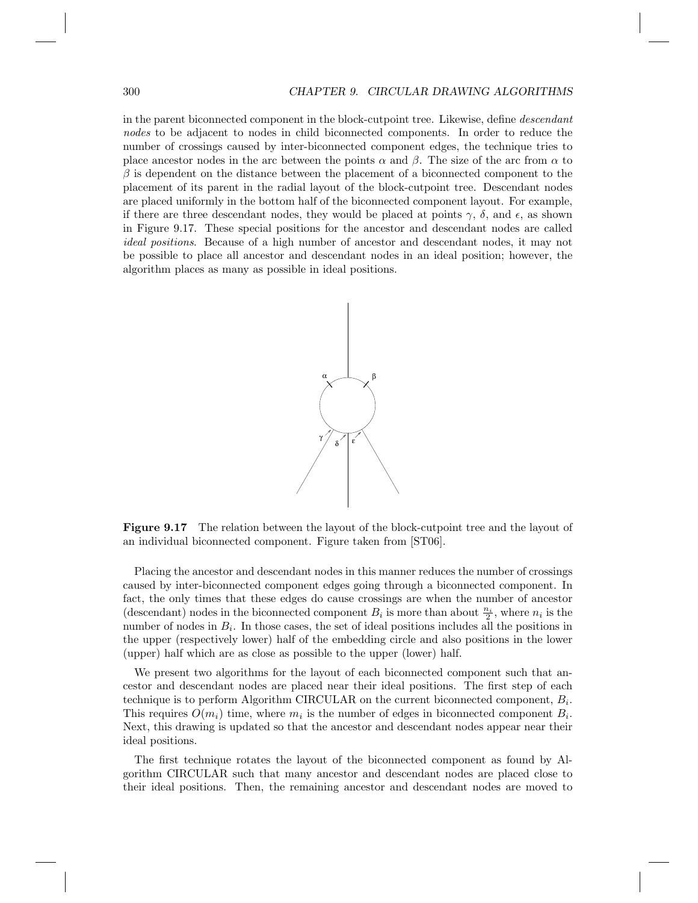in the parent biconnected component in the block-cutpoint tree. Likewise, define *descendant nodes* to be adjacent to nodes in child biconnected components. In order to reduce the number of crossings caused by inter-biconnected component edges, the technique tries to place ancestor nodes in the arc between the points $\alpha$ and $\beta$. The size of the arc from $\alpha$ to $\beta$ is dependent on the distance between the placement of a biconnected component to the placement of its parent in the radial layout of the block-cutpoint tree. Descendant nodes are placed uniformly in the bottom half of the biconnected component layout. For example, if there are three descendant nodes, they would be placed at points $\gamma$, $\delta$, and $\epsilon$, as shown in Figure 9.17. These special positions for the ancestor and descendant nodes are called *ideal positions*. Because of a high number of ancestor and descendant nodes, it may not be possible to place all ancestor and descendant nodes in an ideal position; however, the algorithm places as many as possible in ideal positions.

**Figure 9.17** The relation between the layout of the block-cutpoint tree and the layout of an individual biconnected component. Figure taken from [ST06].

Placing the ancestor and descendant nodes in this manner reduces the number of crossings caused by inter-biconnected component edges going through a biconnected component. In fact, the only times that these edges do cause crossings are when the number of ancestor (descendant) nodes in the biconnected component $B_i$ is more than about $\frac{n_i}{2}$, where $n_i$ is the number of nodes in $B_i$. In those cases, the set of ideal positions includes all the positions in the upper (respectively lower) half of the embedding circle and also positions in the lower (upper) half which are as close as possible to the upper (lower) half.

We present two algorithms for the layout of each biconnected component such that ancestor and descendant nodes are placed near their ideal positions. The first step of each technique is to perform Algorithm CIRCULAR on the current biconnected component, $B_i$. This requires $O(m_i)$ time, where $m_i$ is the number of edges in biconnected component $B_i$. Next, this drawing is updated so that the ancestor and descendant nodes appear near their ideal positions.

The first technique rotates the layout of the biconnected component as found by Algorithm CIRCULAR such that many ancestor and descendant nodes are placed close to their ideal positions. Then, the remaining ancestor and descendant nodes are moved to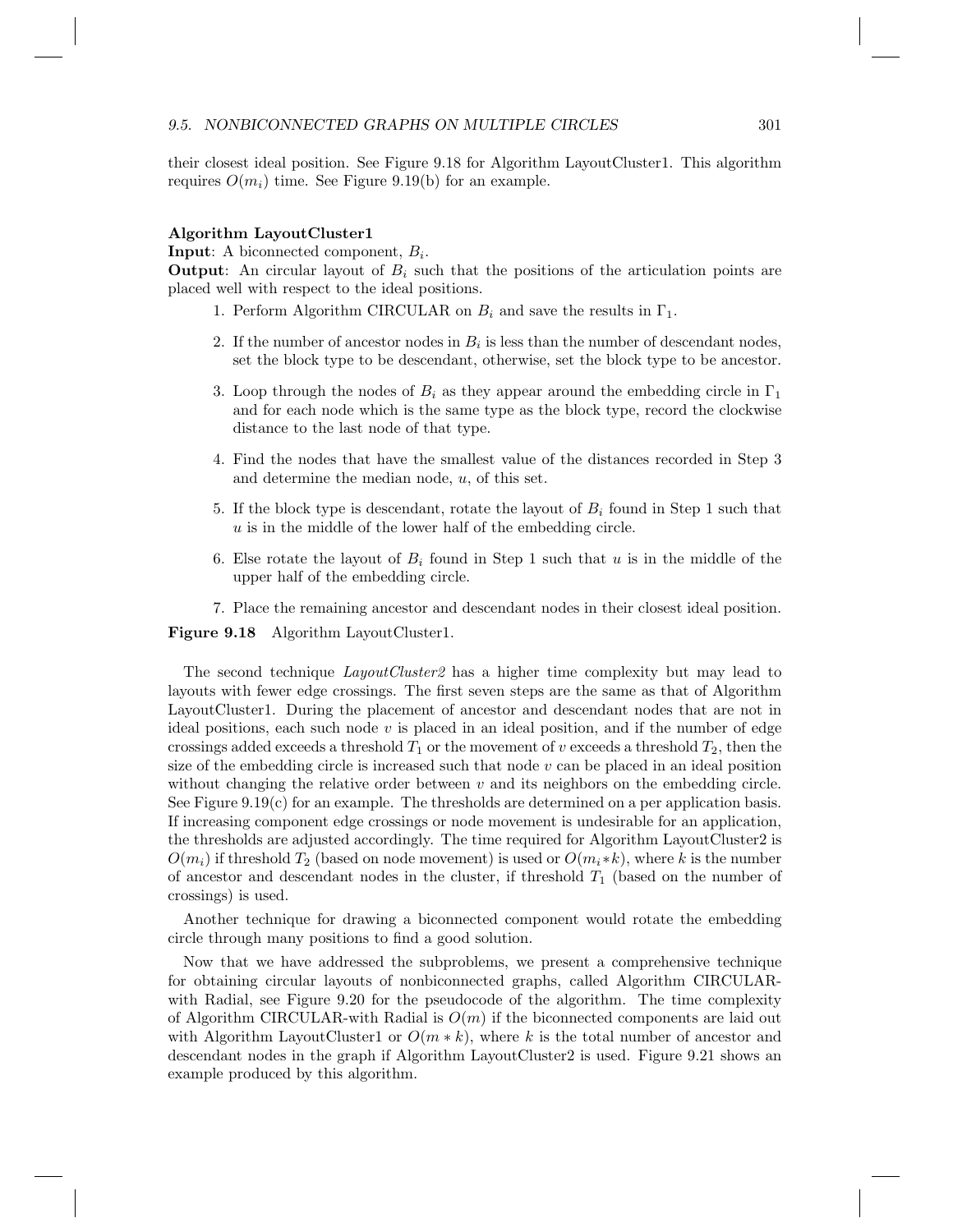their closest ideal position. See Figure 9.18 for Algorithm LayoutCluster1. This algorithm requires $O(m_i)$ time. See Figure 9.19(b) for an example.

**Algorithm LayoutCluster1**

**Input**: A biconnected component, $B_i$.

**Output**: An circular layout of $B_i$ such that the positions of the articulation points are placed well with respect to the ideal positions.

1. Perform Algorithm CIRCULAR on $B_i$ and save the results in $\Gamma_1$.
2. If the number of ancestor nodes in $B_i$ is less than the number of descendant nodes, set the block type to be descendant, otherwise, set the block type to be ancestor.
3. Loop through the nodes of $B_i$ as they appear around the embedding circle in $\Gamma_1$ and for each node which is the same type as the block type, record the clockwise distance to the last node of that type.
4. Find the nodes that have the smallest value of the distances recorded in Step 3 and determine the median node, $u$, of this set.
5. If the block type is descendant, rotate the layout of $B_i$ found in Step 1 such that $u$ is in the middle of the lower half of the embedding circle.
6. Else rotate the layout of $B_i$ found in Step 1 such that $u$ is in the middle of the upper half of the embedding circle.
7. Place the remaining ancestor and descendant nodes in their closest ideal position.

**Figure 9.18** Algorithm LayoutCluster1.

The second technique *LayoutCluster2* has a higher time complexity but may lead to layouts with fewer edge crossings. The first seven steps are the same as that of Algorithm LayoutCluster1. During the placement of ancestor and descendant nodes that are not in ideal positions, each such node $v$ is placed in an ideal position, and if the number of edge crossings added exceeds a threshold $T_1$ or the movement of $v$ exceeds a threshold $T_2$, then the size of the embedding circle is increased such that node $v$ can be placed in an ideal position without changing the relative order between $v$ and its neighbors on the embedding circle. See Figure 9.19(c) for an example. The thresholds are determined on a per application basis. If increasing component edge crossings or node movement is undesirable for an application, the thresholds are adjusted accordingly. The time required for Algorithm LayoutCluster2 is $O(m_i)$ if threshold $T_2$ (based on node movement) is used or $O(m_i * k)$, where $k$ is the number of ancestor and descendant nodes in the cluster, if threshold $T_1$ (based on the number of crossings) is used.

Another technique for drawing a biconnected component would rotate the embedding circle through many positions to find a good solution.

Now that we have addressed the subproblems, we present a comprehensive technique for obtaining circular layouts of nonbiconnected graphs, called Algorithm CIRCULAR-with Radial, see Figure 9.20 for the pseudocode of the algorithm. The time complexity of Algorithm CIRCULAR-with Radial is $O(m)$ if the biconnected components are laid out with Algorithm LayoutCluster1 or $O(m * k)$, where $k$ is the total number of ancestor and descendant nodes in the graph if Algorithm LayoutCluster2 is used. Figure 9.21 shows an example produced by this algorithm.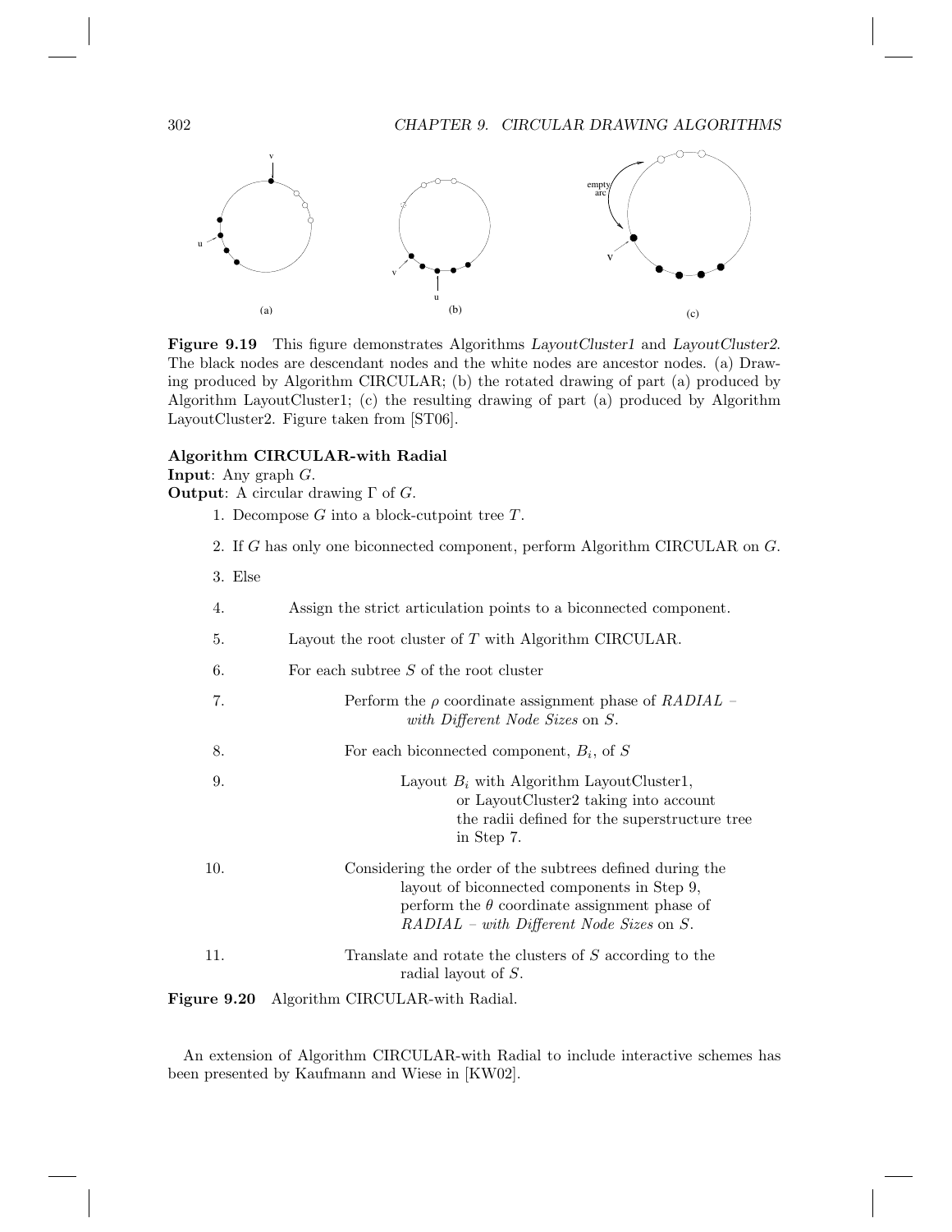**Figure 9.19** This figure demonstrates Algorithms *LayoutCluster1* and *LayoutCluster2*. The black nodes are descendant nodes and the white nodes are ancestor nodes. (a) Drawing produced by Algorithm CIRCULAR; (b) the rotated drawing of part (a) produced by Algorithm LayoutCluster1; (c) the resulting drawing of part (a) produced by Algorithm LayoutCluster2. Figure taken from [ST06].

**Algorithm CIRCULAR-with Radial**
**Input**: Any graph $G$.
**Output**: A circular drawing $\Gamma$ of $G$.

1. Decompose $G$ into a block-cutpoint tree $T$.
2. If $G$ has only one biconnected component, perform Algorithm CIRCULAR on $G$.
3. Else
4. Assign the strict articulation points to a biconnected component.
5. Layout the root cluster of $T$ with Algorithm CIRCULAR.
6. For each subtree $S$ of the root cluster
7. Perform the $\rho$ coordinate assignment phase of *RADIAL – with Different Node Sizes* on $S$.
8. For each biconnected component, $B_i$, of $S$
9. Layout $B_i$ with Algorithm LayoutCluster1, or LayoutCluster2 taking into account the radii defined for the superstructure tree in Step 7.
10. Considering the order of the subtrees defined during the layout of biconnected components in Step 9, perform the $\theta$ coordinate assignment phase of *RADIAL – with Different Node Sizes* on $S$.
11. Translate and rotate the clusters of $S$ according to the radial layout of $S$.

**Figure 9.20** Algorithm CIRCULAR-with Radial.

An extension of Algorithm CIRCULAR-with Radial to include interactive schemes has been presented by Kaufmann and Wiese in [KW02].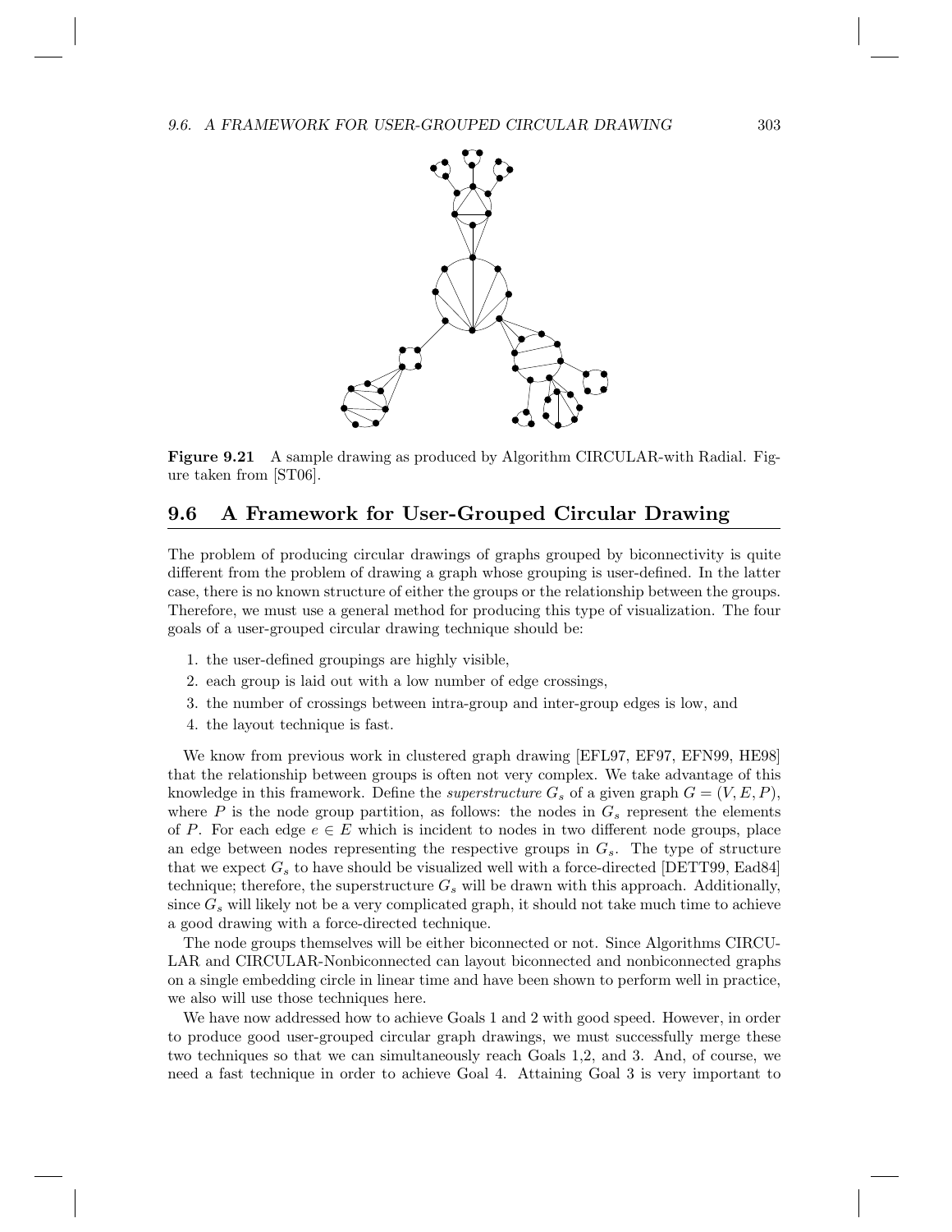**Figure 9.21** A sample drawing as produced by Algorithm CIRCULAR-with Radial. Figure taken from [ST06].

## 9.6 A Framework for User-Grouped Circular Drawing

The problem of producing circular drawings of graphs grouped by biconnectivity is quite different from the problem of drawing a graph whose grouping is user-defined. In the latter case, there is no known structure of either the groups or the relationship between the groups. Therefore, we must use a general method for producing this type of visualization. The four goals of a user-grouped circular drawing technique should be:

1. the user-defined groupings are highly visible,
2. each group is laid out with a low number of edge crossings,
3. the number of crossings between intra-group and inter-group edges is low, and
4. the layout technique is fast.

We know from previous work in clustered graph drawing [EFL97, EF97, EFN99, HE98] that the relationship between groups is often not very complex. We take advantage of this knowledge in this framework. Define the *superstructure* $G_s$ of a given graph $G = (V, E, P)$, where $P$ is the node group partition, as follows: the nodes in $G_s$ represent the elements of $P$. For each edge $e \in E$ which is incident to nodes in two different node groups, place an edge between nodes representing the respective groups in $G_s$. The type of structure that we expect $G_s$ to have should be visualized well with a force-directed [DETT99, Ead84] technique; therefore, the superstructure $G_s$ will be drawn with this approach. Additionally, since $G_s$ will likely not be a very complicated graph, it should not take much time to achieve a good drawing with a force-directed technique.

The node groups themselves will be either biconnected or not. Since Algorithms CIRCULAR and CIRCULAR-Nonbiconnected can layout biconnected and nonbiconnected graphs on a single embedding circle in linear time and have been shown to perform well in practice, we also will use those techniques here.

We have now addressed how to achieve Goals 1 and 2 with good speed. However, in order to produce good user-grouped circular graph drawings, we must successfully merge these two techniques so that we can simultaneously reach Goals 1,2, and 3. And, of course, we need a fast technique in order to achieve Goal 4. Attaining Goal 3 is very important to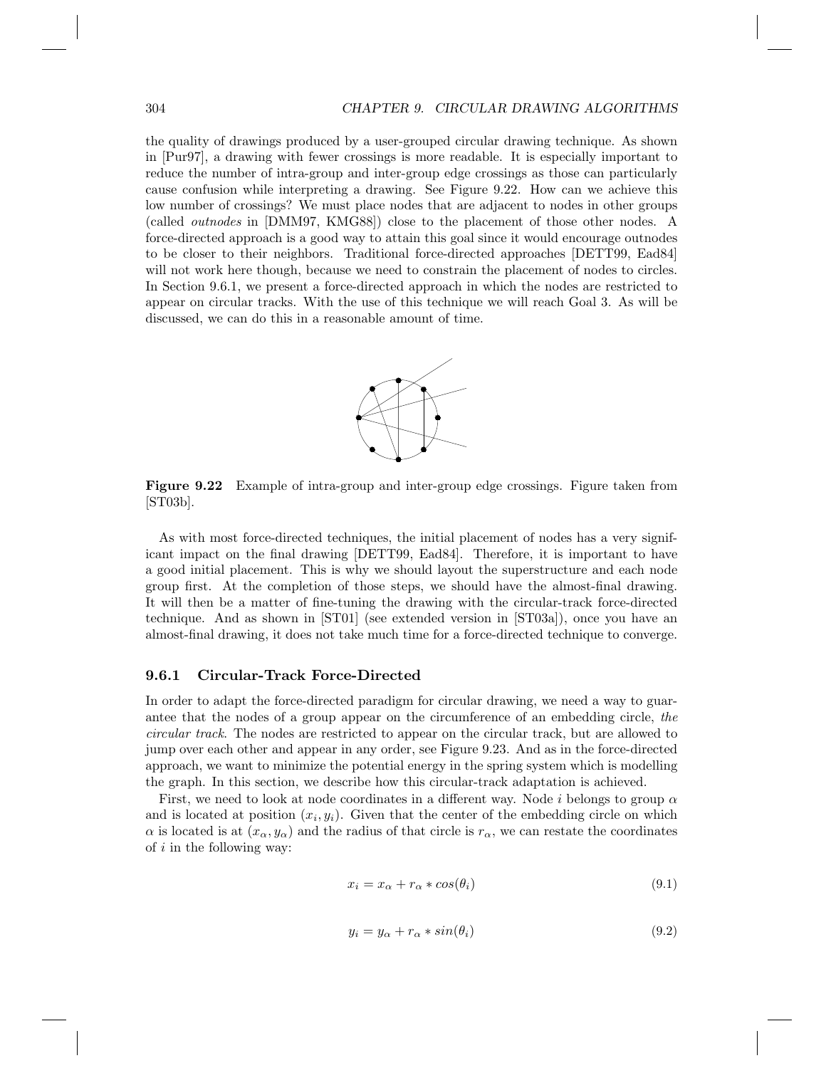the quality of drawings produced by a user-grouped circular drawing technique. As shown in [Pur97], a drawing with fewer crossings is more readable. It is especially important to reduce the number of intra-group and inter-group edge crossings as those can particularly cause confusion while interpreting a drawing. See Figure 9.22. How can we achieve this low number of crossings? We must place nodes that are adjacent to nodes in other groups (called *outnodes* in [DMM97, KMG88]) close to the placement of those other nodes. A force-directed approach is a good way to attain this goal since it would encourage outnodes to be closer to their neighbors. Traditional force-directed approaches [DETT99, Ead84] will not work here though, because we need to constrain the placement of nodes to circles. In Section 9.6.1, we present a force-directed approach in which the nodes are restricted to appear on circular tracks. With the use of this technique we will reach Goal 3. As will be discussed, we can do this in a reasonable amount of time.

**Figure 9.22** Example of intra-group and inter-group edge crossings. Figure taken from [ST03b].

As with most force-directed techniques, the initial placement of nodes has a very significant impact on the final drawing [DETT99, Ead84]. Therefore, it is important to have a good initial placement. This is why we should layout the superstructure and each node group first. At the completion of those steps, we should have the almost-final drawing. It will then be a matter of fine-tuning the drawing with the circular-track force-directed technique. And as shown in [ST01] (see extended version in [ST03a]), once you have an almost-final drawing, it does not take much time for a force-directed technique to converge.

### 9.6.1 Circular-Track Force-Directed

In order to adapt the force-directed paradigm for circular drawing, we need a way to guarantee that the nodes of a group appear on the circumference of an embedding circle, *the circular track*. The nodes are restricted to appear on the circular track, but are allowed to jump over each other and appear in any order, see Figure 9.23. And as in the force-directed approach, we want to minimize the potential energy in the spring system which is modelling the graph. In this section, we describe how this circular-track adaptation is achieved.

First, we need to look at node coordinates in a different way. Node $i$ belongs to group $\alpha$ and is located at position $(x_i, y_i)$. Given that the center of the embedding circle on which $\alpha$ is located is at $(x_\alpha, y_\alpha)$ and the radius of that circle is $r_\alpha$, we can restate the coordinates of $i$ in the following way:

$$x_i = x_\alpha + r_\alpha * cos(\theta_i) \tag{9.1}$$

$$y_i = y_\alpha + r_\alpha * sin(\theta_i) \tag{9.2}$$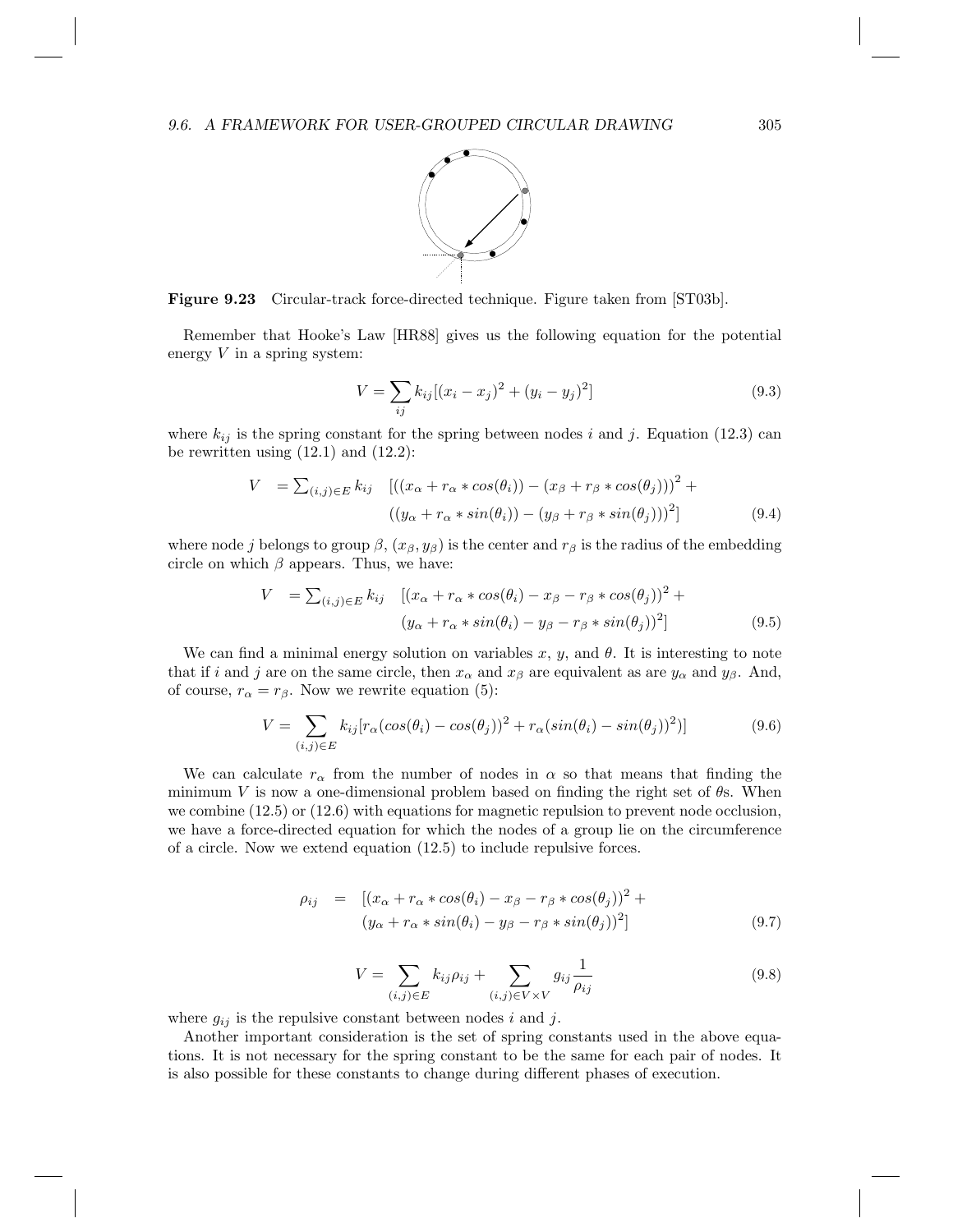**Figure 9.23** Circular-track force-directed technique. Figure taken from [ST03b].

Remember that Hooke's Law [HR88] gives us the following equation for the potential energy $V$ in a spring system:

$$V = \sum_{ij} k_{ij}[(x_i - x_j)^2 + (y_i - y_j)^2] \tag{9.3}$$

where $k_{ij}$ is the spring constant for the spring between nodes $i$ and $j$. Equation (12.3) can be rewritten using (12.1) and (12.2):

$$\begin{aligned} V \quad = \textstyle\sum_{(i,j)\in E} k_{ij} \quad & [((x_\alpha + r_\alpha * cos(\theta_i)) - (x_\beta + r_\beta * cos(\theta_j)))^2 + \\ & ((y_\alpha + r_\alpha * sin(\theta_i)) - (y_\beta + r_\beta * sin(\theta_j)))^2] \end{aligned} \tag{9.4}$$

where node $j$ belongs to group $\beta$, $(x_\beta, y_\beta)$ is the center and $r_\beta$ is the radius of the embedding circle on which $\beta$ appears. Thus, we have:

$$\begin{aligned} V \quad = \textstyle\sum_{(i,j)\in E} k_{ij} \quad & [(x_\alpha + r_\alpha * cos(\theta_i) - x_\beta - r_\beta * cos(\theta_j))^2 + \\ & (y_\alpha + r_\alpha * sin(\theta_i) - y_\beta - r_\beta * sin(\theta_j))^2] \end{aligned} \tag{9.5}$$

We can find a minimal energy solution on variables $x$, $y$, and $\theta$. It is interesting to note that if $i$ and $j$ are on the same circle, then $x_\alpha$ and $x_\beta$ are equivalent as are $y_\alpha$ and $y_\beta$. And, of course, $r_\alpha = r_\beta$. Now we rewrite equation (5):

$$V = \sum_{(i,j)\in E} k_{ij}[r_\alpha(cos(\theta_i) - cos(\theta_j))^2 + r_\alpha(sin(\theta_i) - sin(\theta_j))^2)] \tag{9.6}$$

We can calculate $r_\alpha$ from the number of nodes in $\alpha$ so that means that finding the minimum $V$ is now a one-dimensional problem based on finding the right set of $\theta$s. When we combine (12.5) or (12.6) with equations for magnetic repulsion to prevent node occlusion, we have a force-directed equation for which the nodes of a group lie on the circumference of a circle. Now we extend equation (12.5) to include repulsive forces.

$$\begin{aligned} \rho_{ij} \quad = \quad & [(x_\alpha + r_\alpha * cos(\theta_i) - x_\beta - r_\beta * cos(\theta_j))^2 + \\ & (y_\alpha + r_\alpha * sin(\theta_i) - y_\beta - r_\beta * sin(\theta_j))^2] \end{aligned} \tag{9.7}$$

$$V = \sum_{(i,j)\in E} k_{ij}\rho_{ij} + \sum_{(i,j)\in V\times V} g_{ij}\frac{1}{\rho_{ij}} \tag{9.8}$$

where $g_{ij}$ is the repulsive constant between nodes $i$ and $j$.

Another important consideration is the set of spring constants used in the above equations. It is not necessary for the spring constant to be the same for each pair of nodes. It is also possible for these constants to change during different phases of execution.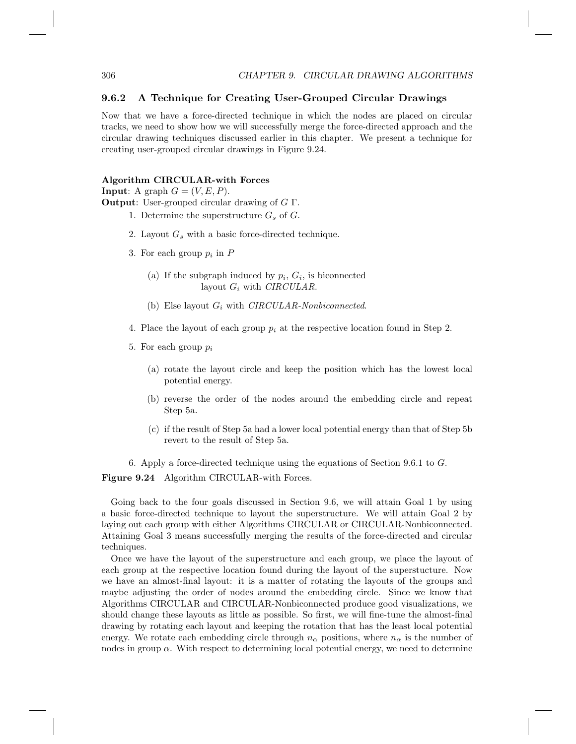### 9.6.2 A Technique for Creating User-Grouped Circular Drawings

Now that we have a force-directed technique in which the nodes are placed on circular tracks, we need to show how we will successfully merge the force-directed approach and the circular drawing techniques discussed earlier in this chapter. We present a technique for creating user-grouped circular drawings in Figure 9.24.

**Algorithm CIRCULAR-with Forces**
**Input**: A graph $G = (V, E, P)$.
**Output**: User-grouped circular drawing of $G$ $\Gamma$.

1. Determine the superstructure $G_s$ of $G$.
2. Layout $G_s$ with a basic force-directed technique.
3. For each group $p_i$ in $P$
   (a) If the subgraph induced by $p_i$, $G_i$, is biconnected layout $G_i$ with *CIRCULAR*.
   (b) Else layout $G_i$ with *CIRCULAR-Nonbiconnected*.
4. Place the layout of each group $p_i$ at the respective location found in Step 2.
5. For each group $p_i$
   (a) rotate the layout circle and keep the position which has the lowest local potential energy.
   (b) reverse the order of the nodes around the embedding circle and repeat Step 5a.
   (c) if the result of Step 5a had a lower local potential energy than that of Step 5b revert to the result of Step 5a.
6. Apply a force-directed technique using the equations of Section 9.6.1 to $G$.

**Figure 9.24** Algorithm CIRCULAR-with Forces.

Going back to the four goals discussed in Section 9.6, we will attain Goal 1 by using a basic force-directed technique to layout the superstructure. We will attain Goal 2 by laying out each group with either Algorithms CIRCULAR or CIRCULAR-Nonbiconnected. Attaining Goal 3 means successfully merging the results of the force-directed and circular techniques.

Once we have the layout of the superstructure and each group, we place the layout of each group at the respective location found during the layout of the superstucture. Now we have an almost-final layout: it is a matter of rotating the layouts of the groups and maybe adjusting the order of nodes around the embedding circle. Since we know that Algorithms CIRCULAR and CIRCULAR-Nonbiconnected produce good visualizations, we should change these layouts as little as possible. So first, we will fine-tune the almost-final drawing by rotating each layout and keeping the rotation that has the least local potential energy. We rotate each embedding circle through $n_\alpha$ positions, where $n_\alpha$ is the number of nodes in group $\alpha$. With respect to determining local potential energy, we need to determine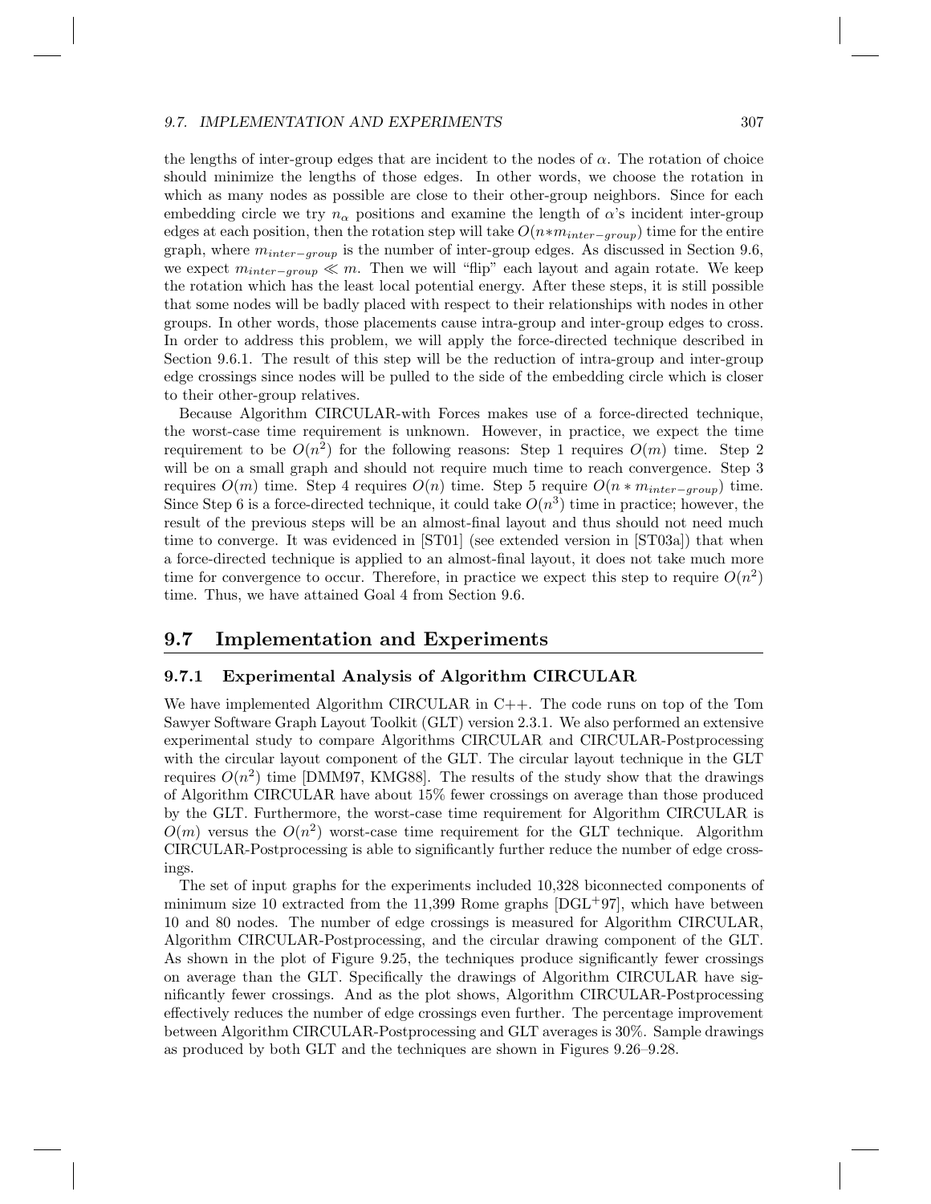the lengths of inter-group edges that are incident to the nodes of $\alpha$. The rotation of choice should minimize the lengths of those edges. In other words, we choose the rotation in which as many nodes as possible are close to their other-group neighbors. Since for each embedding circle we try $n_\alpha$ positions and examine the length of $\alpha$'s incident inter-group edges at each position, then the rotation step will take $O(n * m_{inter-group})$ time for the entire graph, where $m_{inter-group}$ is the number of inter-group edges. As discussed in Section 9.6, we expect $m_{inter-group} \ll m$. Then we will "flip" each layout and again rotate. We keep the rotation which has the least local potential energy. After these steps, it is still possible that some nodes will be badly placed with respect to their relationships with nodes in other groups. In other words, those placements cause intra-group and inter-group edges to cross. In order to address this problem, we will apply the force-directed technique described in Section 9.6.1. The result of this step will be the reduction of intra-group and inter-group edge crossings since nodes will be pulled to the side of the embedding circle which is closer to their other-group relatives.

Because Algorithm CIRCULAR-with Forces makes use of a force-directed technique, the worst-case time requirement is unknown. However, in practice, we expect the time requirement to be $O(n^2)$ for the following reasons: Step 1 requires $O(m)$ time. Step 2 will be on a small graph and should not require much time to reach convergence. Step 3 requires $O(m)$ time. Step 4 requires $O(n)$ time. Step 5 require $O(n * m_{inter-group})$ time. Since Step 6 is a force-directed technique, it could take $O(n^3)$ time in practice; however, the result of the previous steps will be an almost-final layout and thus should not need much time to converge. It was evidenced in [ST01] (see extended version in [ST03a]) that when a force-directed technique is applied to an almost-final layout, it does not take much more time for convergence to occur. Therefore, in practice we expect this step to require $O(n^2)$ time. Thus, we have attained Goal 4 from Section 9.6.

## 9.7 Implementation and Experiments

### 9.7.1 Experimental Analysis of Algorithm CIRCULAR

We have implemented Algorithm CIRCULAR in C++. The code runs on top of the Tom Sawyer Software Graph Layout Toolkit (GLT) version 2.3.1. We also performed an extensive experimental study to compare Algorithms CIRCULAR and CIRCULAR-Postprocessing with the circular layout component of the GLT. The circular layout technique in the GLT requires $O(n^2)$ time [DMM97, KMG88]. The results of the study show that the drawings of Algorithm CIRCULAR have about 15% fewer crossings on average than those produced by the GLT. Furthermore, the worst-case time requirement for Algorithm CIRCULAR is $O(m)$ versus the $O(n^2)$ worst-case time requirement for the GLT technique. Algorithm CIRCULAR-Postprocessing is able to significantly further reduce the number of edge crossings.

The set of input graphs for the experiments included 10,328 biconnected components of minimum size 10 extracted from the 11,399 Rome graphs [DGL+97], which have between 10 and 80 nodes. The number of edge crossings is measured for Algorithm CIRCULAR, Algorithm CIRCULAR-Postprocessing, and the circular drawing component of the GLT. As shown in the plot of Figure 9.25, the techniques produce significantly fewer crossings on average than the GLT. Specifically the drawings of Algorithm CIRCULAR have significantly fewer crossings. And as the plot shows, Algorithm CIRCULAR-Postprocessing effectively reduces the number of edge crossings even further. The percentage improvement between Algorithm CIRCULAR-Postprocessing and GLT averages is 30%. Sample drawings as produced by both GLT and the techniques are shown in Figures 9.26–9.28.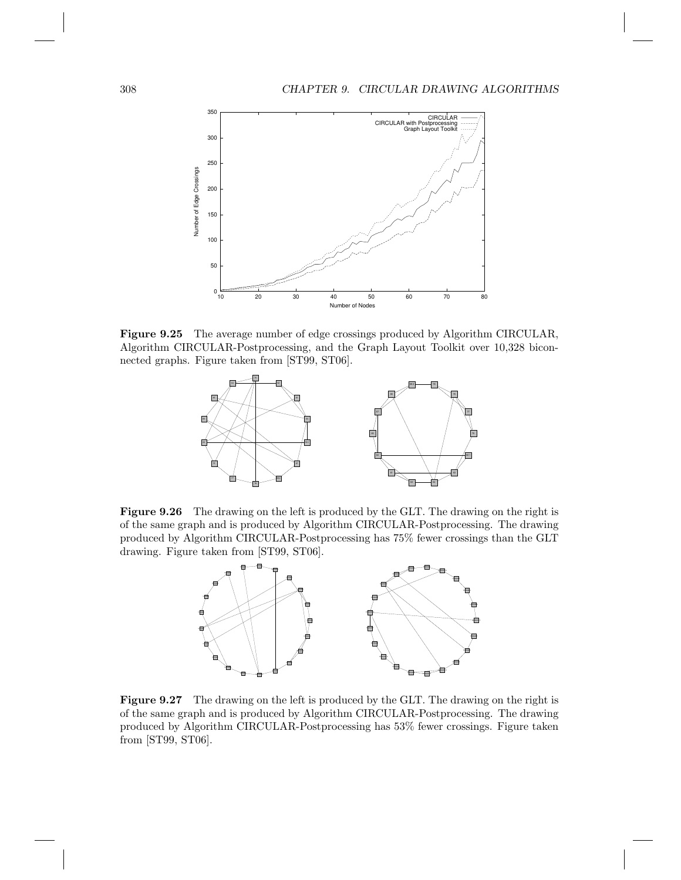**Figure 9.25** The average number of edge crossings produced by Algorithm CIRCULAR, Algorithm CIRCULAR-Postprocessing, and the Graph Layout Toolkit over 10,328 biconnected graphs. Figure taken from [ST99, ST06].

**Figure 9.26** The drawing on the left is produced by the GLT. The drawing on the right is of the same graph and is produced by Algorithm CIRCULAR-Postprocessing. The drawing produced by Algorithm CIRCULAR-Postprocessing has 75% fewer crossings than the GLT drawing. Figure taken from [ST99, ST06].

**Figure 9.27** The drawing on the left is produced by the GLT. The drawing on the right is of the same graph and is produced by Algorithm CIRCULAR-Postprocessing. The drawing produced by Algorithm CIRCULAR-Postprocessing has 53% fewer crossings. Figure taken from [ST99, ST06].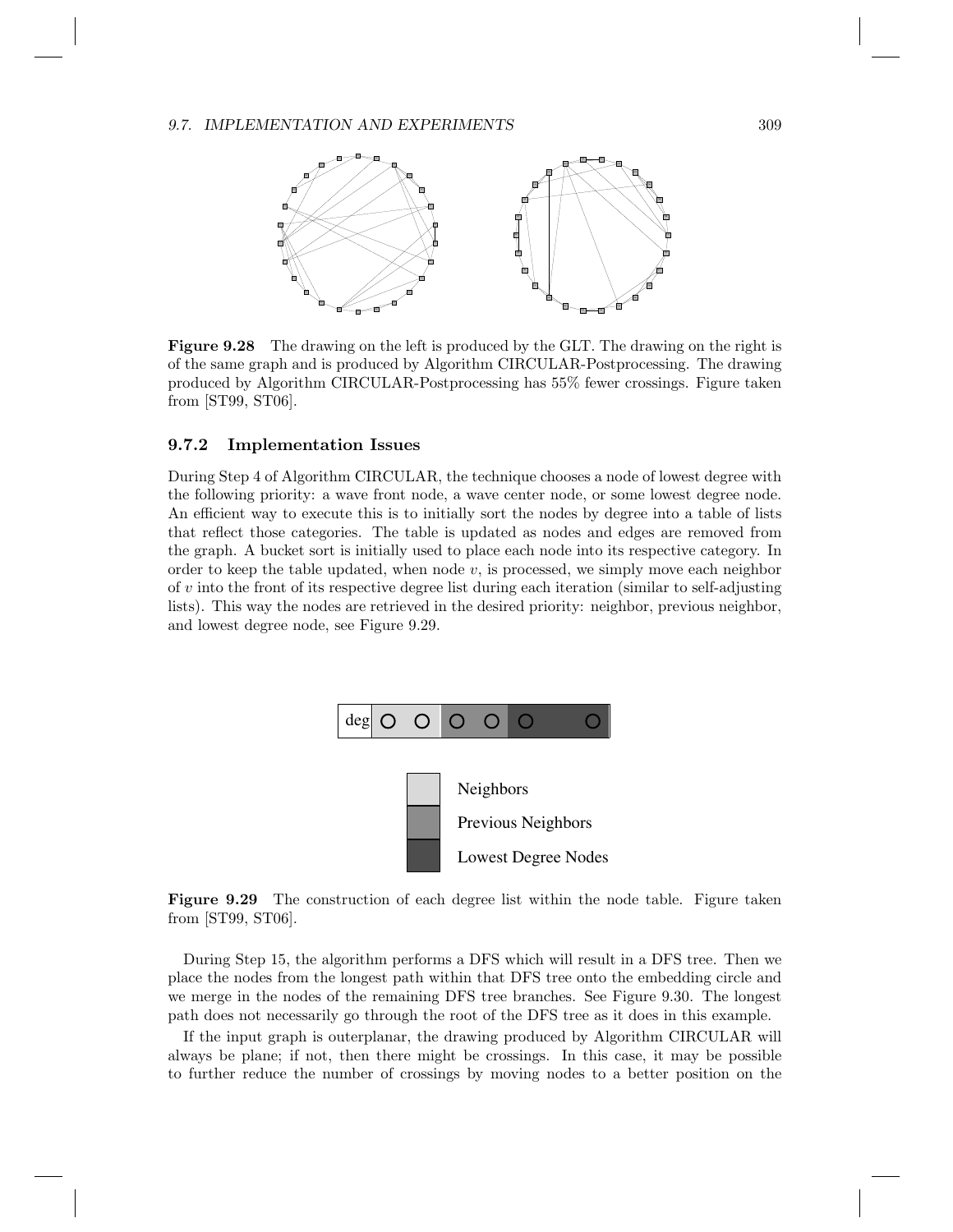**Figure 9.28** The drawing on the left is produced by the GLT. The drawing on the right is of the same graph and is produced by Algorithm CIRCULAR-Postprocessing. The drawing produced by Algorithm CIRCULAR-Postprocessing has 55% fewer crossings. Figure taken from [ST99, ST06].

### 9.7.2 Implementation Issues

During Step 4 of Algorithm CIRCULAR, the technique chooses a node of lowest degree with the following priority: a wave front node, a wave center node, or some lowest degree node. An efficient way to execute this is to initially sort the nodes by degree into a table of lists that reflect those categories. The table is updated as nodes and edges are removed from the graph. A bucket sort is initially used to place each node into its respective category. In order to keep the table updated, when node $v$, is processed, we simply move each neighbor of $v$ into the front of its respective degree list during each iteration (similar to self-adjusting lists). This way the nodes are retrieved in the desired priority: neighbor, previous neighbor, and lowest degree node, see Figure 9.29.

deg

Neighbors

Previous Neighbors

Lowest Degree Nodes

**Figure 9.29** The construction of each degree list within the node table. Figure taken from [ST99, ST06].

During Step 15, the algorithm performs a DFS which will result in a DFS tree. Then we place the nodes from the longest path within that DFS tree onto the embedding circle and we merge in the nodes of the remaining DFS tree branches. See Figure 9.30. The longest path does not necessarily go through the root of the DFS tree as it does in this example.

If the input graph is outerplanar, the drawing produced by Algorithm CIRCULAR will always be plane; if not, then there might be crossings. In this case, it may be possible to further reduce the number of crossings by moving nodes to a better position on the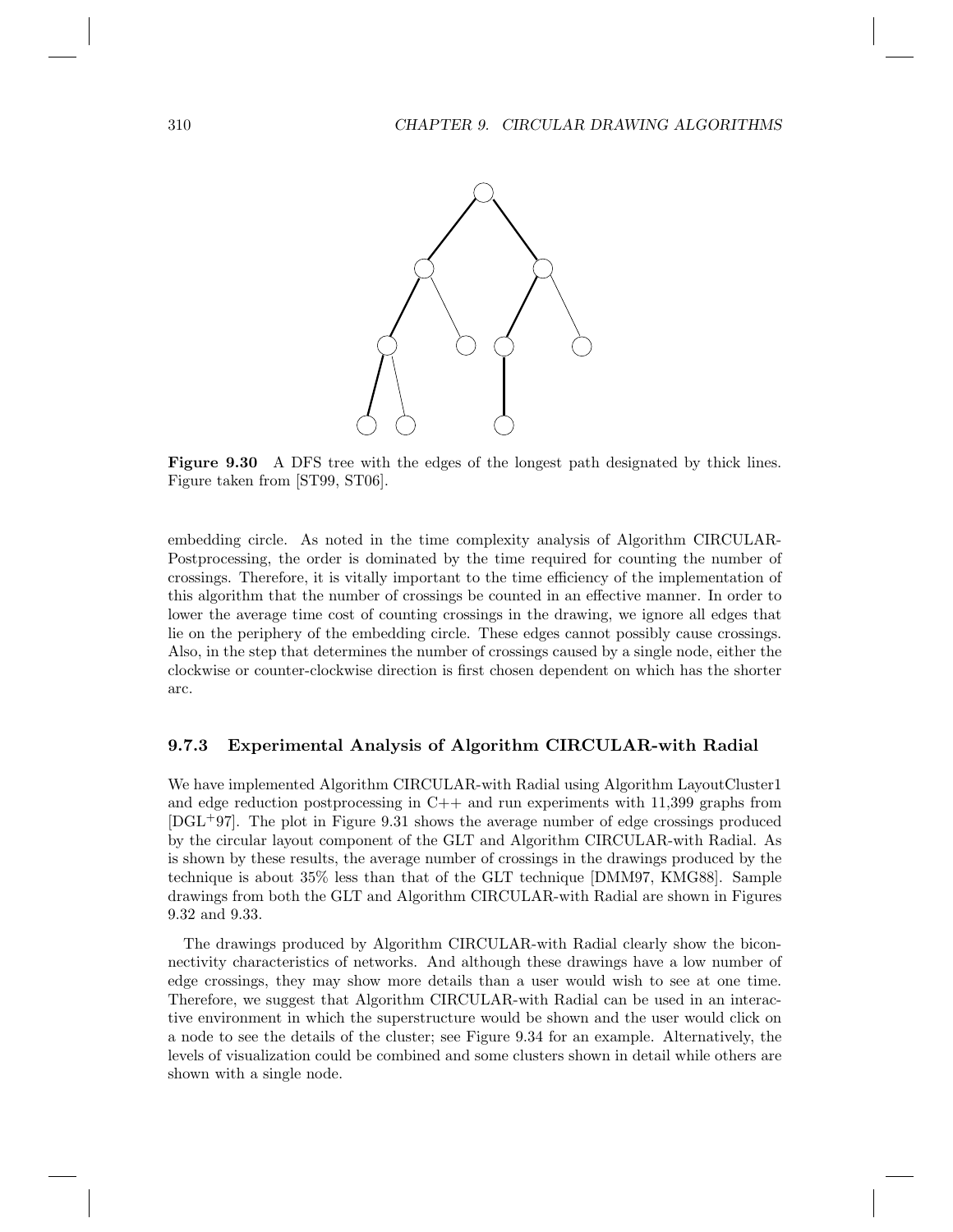**Figure 9.30** A DFS tree with the edges of the longest path designated by thick lines. Figure taken from [ST99, ST06].

embedding circle. As noted in the time complexity analysis of Algorithm CIRCULAR-Postprocessing, the order is dominated by the time required for counting the number of crossings. Therefore, it is vitally important to the time efficiency of the implementation of this algorithm that the number of crossings be counted in an effective manner. In order to lower the average time cost of counting crossings in the drawing, we ignore all edges that lie on the periphery of the embedding circle. These edges cannot possibly cause crossings. Also, in the step that determines the number of crossings caused by a single node, either the clockwise or counter-clockwise direction is first chosen dependent on which has the shorter arc.

### 9.7.3 Experimental Analysis of Algorithm CIRCULAR-with Radial

We have implemented Algorithm CIRCULAR-with Radial using Algorithm LayoutCluster1 and edge reduction postprocessing in C++ and run experiments with 11,399 graphs from [DGL+97]. The plot in Figure 9.31 shows the average number of edge crossings produced by the circular layout component of the GLT and Algorithm CIRCULAR-with Radial. As is shown by these results, the average number of crossings in the drawings produced by the technique is about 35% less than that of the GLT technique [DMM97, KMG88]. Sample drawings from both the GLT and Algorithm CIRCULAR-with Radial are shown in Figures 9.32 and 9.33.

The drawings produced by Algorithm CIRCULAR-with Radial clearly show the biconnectivity characteristics of networks. And although these drawings have a low number of edge crossings, they may show more details than a user would wish to see at one time. Therefore, we suggest that Algorithm CIRCULAR-with Radial can be used in an interactive environment in which the superstructure would be shown and the user would click on a node to see the details of the cluster; see Figure 9.34 for an example. Alternatively, the levels of visualization could be combined and some clusters shown in detail while others are shown with a single node.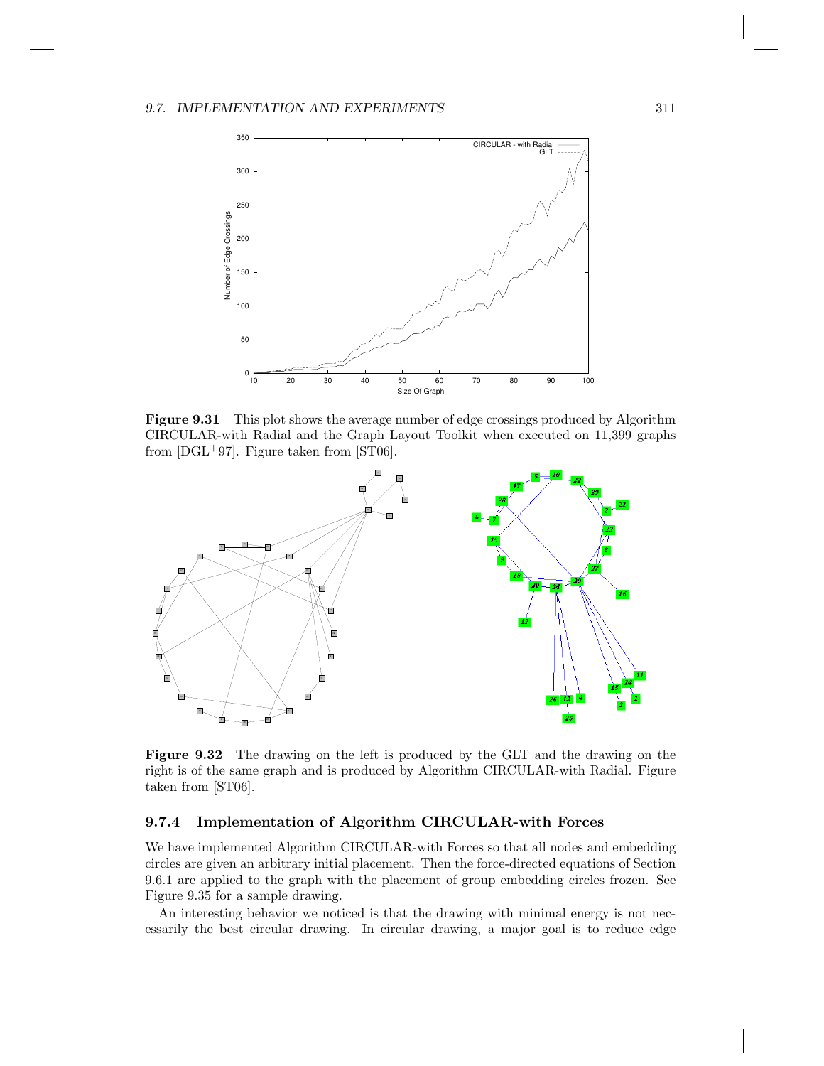**Figure 9.31** This plot shows the average number of edge crossings produced by Algorithm CIRCULAR-with Radial and the Graph Layout Toolkit when executed on 11,399 graphs from [DGL+97]. Figure taken from [ST06].

**Figure 9.32** The drawing on the left is produced by the GLT and the drawing on the right is of the same graph and is produced by Algorithm CIRCULAR-with Radial. Figure taken from [ST06].

### 9.7.4 Implementation of Algorithm CIRCULAR-with Forces

We have implemented Algorithm CIRCULAR-with Forces so that all nodes and embedding circles are given an arbitrary initial placement. Then the force-directed equations of Section 9.6.1 are applied to the graph with the placement of group embedding circles frozen. See Figure 9.35 for a sample drawing.

An interesting behavior we noticed is that the drawing with minimal energy is not necessarily the best circular drawing. In circular drawing, a major goal is to reduce edge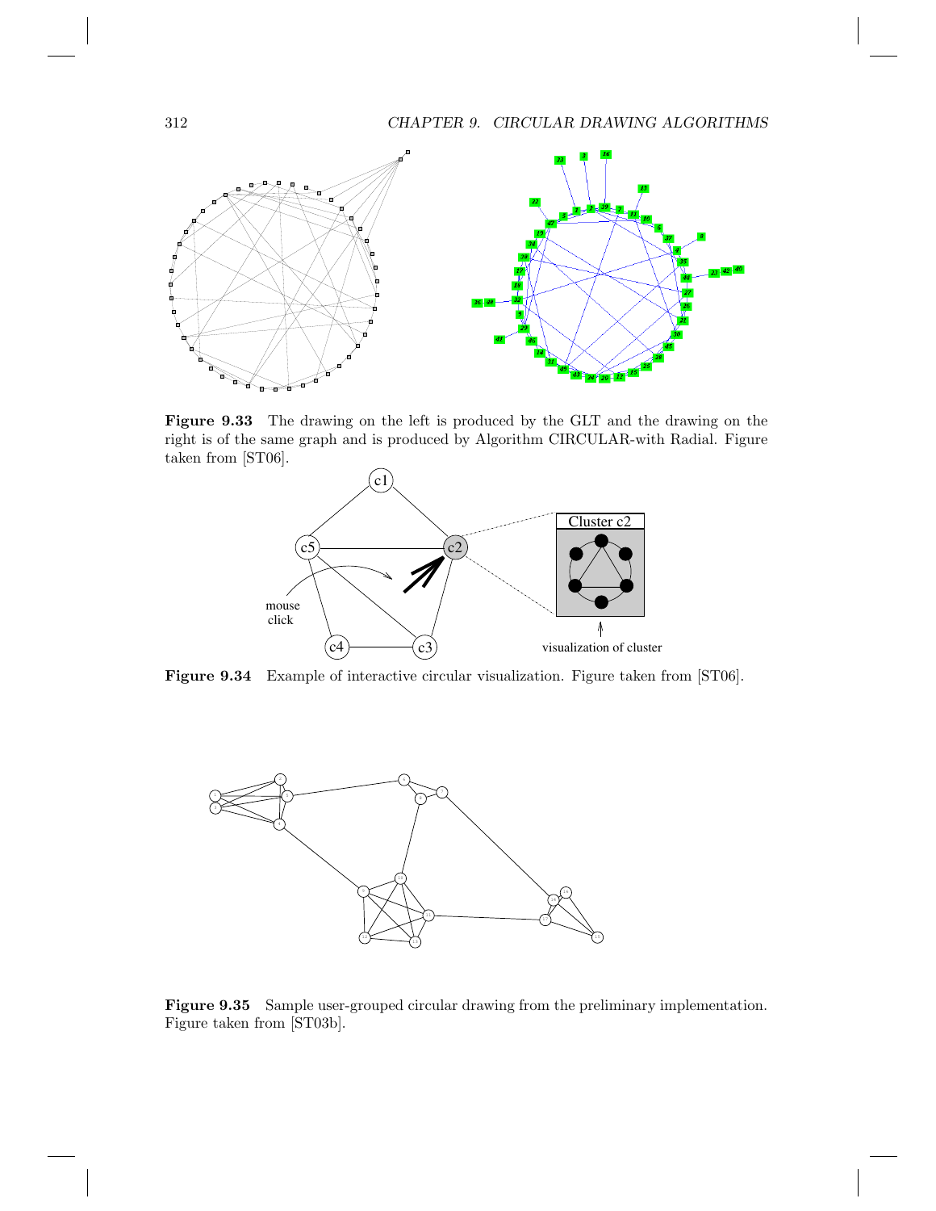**Figure 9.33** The drawing on the left is produced by the GLT and the drawing on the right is of the same graph and is produced by Algorithm CIRCULAR-with Radial. Figure taken from [ST06].

**Figure 9.34** Example of interactive circular visualization. Figure taken from [ST06].

**Figure 9.35** Sample user-grouped circular drawing from the preliminary implementation. Figure taken from [ST03b].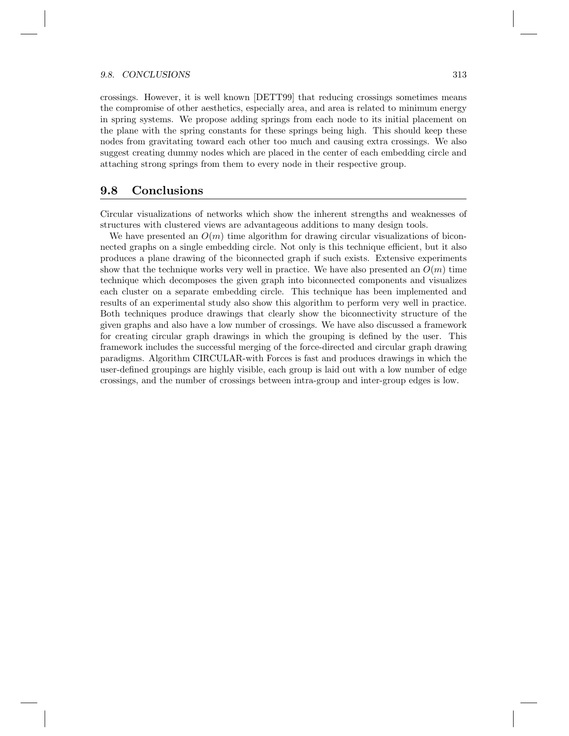crossings. However, it is well known [DETT99] that reducing crossings sometimes means the compromise of other aesthetics, especially area, and area is related to minimum energy in spring systems. We propose adding springs from each node to its initial placement on the plane with the spring constants for these springs being high. This should keep these nodes from gravitating toward each other too much and causing extra crossings. We also suggest creating dummy nodes which are placed in the center of each embedding circle and attaching strong springs from them to every node in their respective group.

## 9.8 Conclusions

Circular visualizations of networks which show the inherent strengths and weaknesses of structures with clustered views are advantageous additions to many design tools.

We have presented an $O(m)$ time algorithm for drawing circular visualizations of biconnected graphs on a single embedding circle. Not only is this technique efficient, but it also produces a plane drawing of the biconnected graph if such exists. Extensive experiments show that the technique works very well in practice. We have also presented an $O(m)$ time technique which decomposes the given graph into biconnected components and visualizes each cluster on a separate embedding circle. This technique has been implemented and results of an experimental study also show this algorithm to perform very well in practice. Both techniques produce drawings that clearly show the biconnectivity structure of the given graphs and also have a low number of crossings. We have also discussed a framework for creating circular graph drawings in which the grouping is defined by the user. This framework includes the successful merging of the force-directed and circular graph drawing paradigms. Algorithm CIRCULAR-with Forces is fast and produces drawings in which the user-defined groupings are highly visible, each group is laid out with a low number of edge crossings, and the number of crossings between intra-group and inter-group edges is low.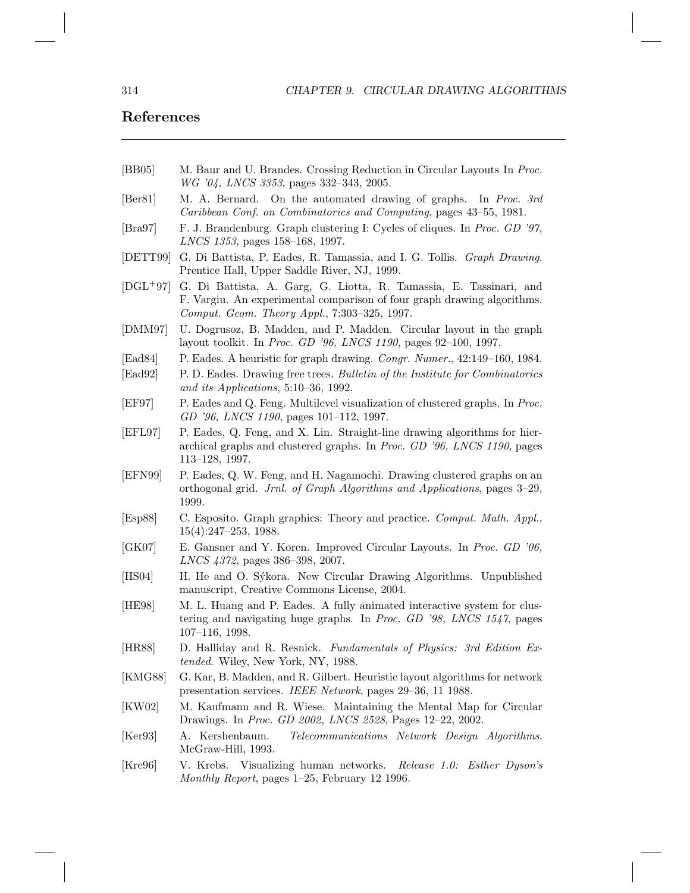## References

[BB05] M. Baur and U. Brandes. Crossing Reduction in Circular Layouts In *Proc. WG '04, LNCS 3353*, pages 332–343, 2005.

[Ber81] M. A. Bernard. On the automated drawing of graphs. In *Proc. 3rd Caribbean Conf. on Combinatorics and Computing*, pages 43–55, 1981.

[Bra97] F. J. Brandenburg. Graph clustering I: Cycles of cliques. In *Proc. GD '97, LNCS 1353*, pages 158–168, 1997.

[DETT99] G. Di Battista, P. Eades, R. Tamassia, and I. G. Tollis. *Graph Drawing*. Prentice Hall, Upper Saddle River, NJ, 1999.

[DGL+97] G. Di Battista, A. Garg, G. Liotta, R. Tamassia, E. Tassinari, and F. Vargiu. An experimental comparison of four graph drawing algorithms. *Comput. Geom. Theory Appl.*, 7:303–325, 1997.

[DMM97] U. Dogrusoz, B. Madden, and P. Madden. Circular layout in the graph layout toolkit. In *Proc. GD '96, LNCS 1190*, pages 92–100, 1997.

[Ead84] P. Eades. A heuristic for graph drawing. *Congr. Numer.*, 42:149–160, 1984.

[Ead92] P. D. Eades. Drawing free trees. *Bulletin of the Institute for Combinatorics and its Applications*, 5:10–36, 1992.

[EF97] P. Eades and Q. Feng. Multilevel visualization of clustered graphs. In *Proc. GD '96, LNCS 1190*, pages 101–112, 1997.

[EFL97] P. Eades, Q. Feng, and X. Lin. Straight-line drawing algorithms for hierarchical graphs and clustered graphs. In *Proc. GD '96, LNCS 1190*, pages 113–128, 1997.

[EFN99] P. Eades, Q. W. Feng, and H. Nagamochi. Drawing clustered graphs on an orthogonal grid. *Jrnl. of Graph Algorithms and Applications*, pages 3–29, 1999.

[Esp88] C. Esposito. Graph graphics: Theory and practice. *Comput. Math. Appl.*, 15(4):247–253, 1988.

[GK07] E. Gansner and Y. Koren. Improved Circular Layouts. In *Proc. GD '06, LNCS 4372*, pages 386–398, 2007.

[HS04] H. He and O. Sýkora. New Circular Drawing Algorithms. Unpublished manuscript, Creative Commons License, 2004.

[HE98] M. L. Huang and P. Eades. A fully animated interactive system for clustering and navigating huge graphs. In *Proc. GD '98, LNCS 1547*, pages 107–116, 1998.

[HR88] D. Halliday and R. Resnick. *Fundamentals of Physics: 3rd Edition Extended*. Wiley, New York, NY, 1988.

[KMG88] G. Kar, B. Madden, and R. Gilbert. Heuristic layout algorithms for network presentation services. *IEEE Network*, pages 29–36, 11 1988.

[KW02] M. Kaufmann and R. Wiese. Maintaining the Mental Map for Circular Drawings. In *Proc. GD 2002, LNCS 2528*, Pages 12–22, 2002.

[Ker93] A. Kershenbaum. *Telecommunications Network Design Algorithms*. McGraw-Hill, 1993.

[Kre96] V. Krebs. Visualizing human networks. *Release 1.0: Esther Dyson's Monthly Report*, pages 1–25, February 12 1996.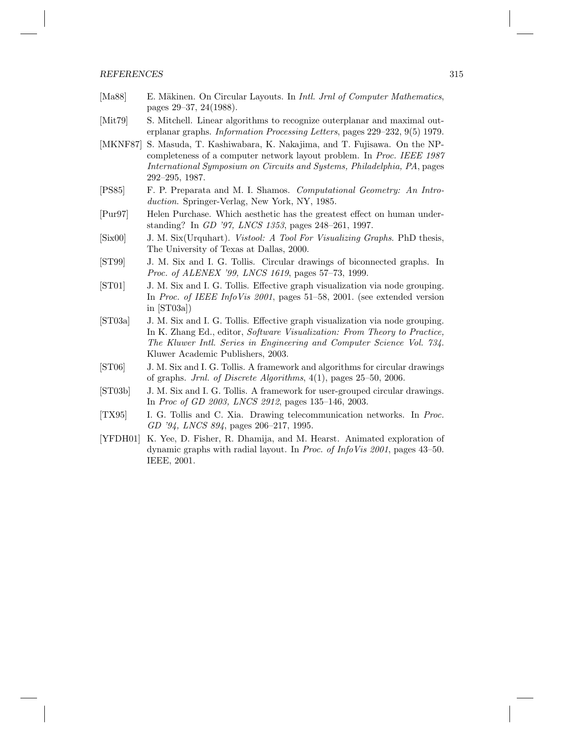[Ma88] E. Mäkinen. On Circular Layouts. In *Intl. Jrnl of Computer Mathematics*, pages 29–37, 24(1988).

[Mit79] S. Mitchell. Linear algorithms to recognize outerplanar and maximal outerplanar graphs. *Information Processing Letters*, pages 229–232, 9(5) 1979.

[MKNF87] S. Masuda, T. Kashiwabara, K. Nakajima, and T. Fujisawa. On the NP-completeness of a computer network layout problem. In *Proc. IEEE 1987 International Symposium on Circuits and Systems, Philadelphia, PA*, pages 292–295, 1987.

[PS85] F. P. Preparata and M. I. Shamos. *Computational Geometry: An Introduction*. Springer-Verlag, New York, NY, 1985.

[Pur97] Helen Purchase. Which aesthetic has the greatest effect on human understanding? In *GD '97, LNCS 1353*, pages 248–261, 1997.

[Six00] J. M. Six(Urquhart). *Vistool: A Tool For Visualizing Graphs*. PhD thesis, The University of Texas at Dallas, 2000.

[ST99] J. M. Six and I. G. Tollis. Circular drawings of biconnected graphs. In *Proc. of ALENEX '99, LNCS 1619*, pages 57–73, 1999.

[ST01] J. M. Six and I. G. Tollis. Effective graph visualization via node grouping. In *Proc. of IEEE InfoVis 2001*, pages 51–58, 2001. (see extended version in [ST03a])

[ST03a] J. M. Six and I. G. Tollis. Effective graph visualization via node grouping. In K. Zhang Ed., editor, *Software Visualization: From Theory to Practice, The Kluwer Intl. Series in Engineering and Computer Science Vol. 734*. Kluwer Academic Publishers, 2003.

[ST06] J. M. Six and I. G. Tollis. A framework and algorithms for circular drawings of graphs. *Jrnl. of Discrete Algorithms*, 4(1), pages 25–50, 2006.

[ST03b] J. M. Six and I. G. Tollis. A framework for user-grouped circular drawings. In *Proc of GD 2003, LNCS 2912*, pages 135–146, 2003.

[TX95] I. G. Tollis and C. Xia. Drawing telecommunication networks. In *Proc. GD '94, LNCS 894*, pages 206–217, 1995.

[YFDH01] K. Yee, D. Fisher, R. Dhamija, and M. Hearst. Animated exploration of dynamic graphs with radial layout. In *Proc. of InfoVis 2001*, pages 43–50. IEEE, 2001.